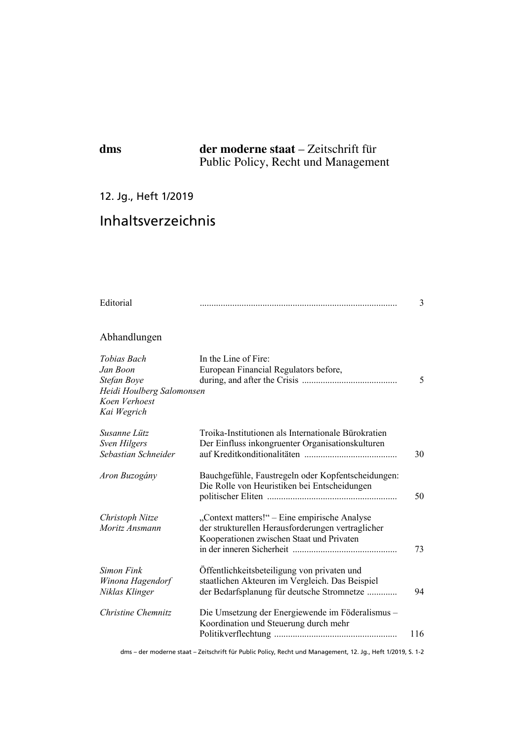**dms** **der moderne staat** – Zeitschrift für Public Policy, Recht und Management

12. Jg., Heft 1/2019

# Inhaltsverzeichnis

| | | |
|---|---|---|
| Editorial | | 3 |

## Abhandlungen

| | | |
|---|---|---|
| *Tobias Bach*<br>*Jan Boon*<br>*Stefan Boye*<br>*Heidi Houlberg Salomonsen*<br>*Koen Verhoest*<br>*Kai Wegrich* | In the Line of Fire: European Financial Regulators before, during, and after the Crisis | 5 |
| *Susanne Lütz*<br>*Sven Hilgers*<br>*Sebastian Schneider* | Troika-Institutionen als Internationale Bürokratien Der Einfluss inkongruenter Organisationskulturen auf Kreditkonditionalitäten | 30 |
| *Aron Buzogány* | Bauchgefühle, Faustregeln oder Kopfentscheidungen: Die Rolle von Heuristiken bei Entscheidungen politischer Eliten | 50 |
| *Christoph Nitze*<br>*Moritz Ansmann* | „Context matters!" – Eine empirische Analyse der strukturellen Herausforderungen vertraglicher Kooperationen zwischen Staat und Privaten in der inneren Sicherheit | 73 |
| *Simon Fink*<br>*Winona Hagendorf*<br>*Niklas Klinger* | Öffentlichkeitsbeteiligung von privaten und staatlichen Akteuren im Vergleich. Das Beispiel der Bedarfsplanung für deutsche Stromnetze | 94 |
| *Christine Chemnitz* | Die Umsetzung der Energiewende im Föderalismus – Koordination und Steuerung durch mehr Politikverflechtung | 116 |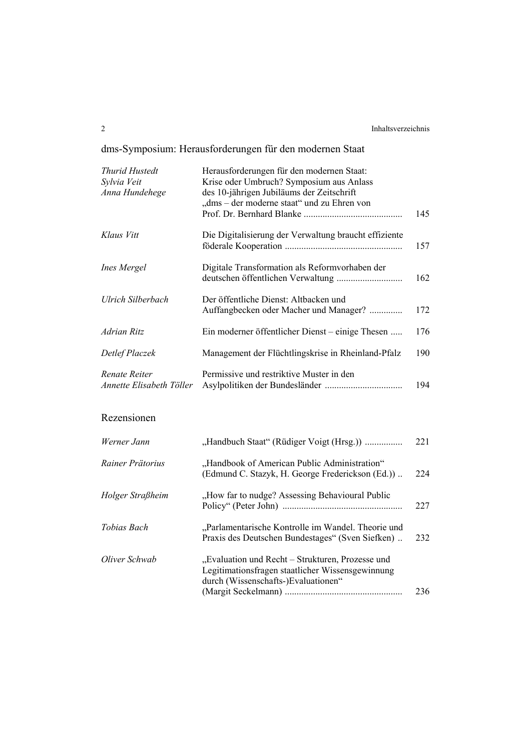## dms-Symposium: Herausforderungen für den modernen Staat

| | | |
|---|---|---|
| *Thurid Hustedt*<br>*Sylvia Veit*<br>*Anna Hundehege* | Herausforderungen für den modernen Staat: Krise oder Umbruch? Symposium aus Anlass des 10-jährigen Jubiläums der Zeitschrift „dms – der moderne staat" und zu Ehren von Prof. Dr. Bernhard Blanke | 145 |
| *Klaus Vitt* | Die Digitalisierung der Verwaltung braucht effiziente föderale Kooperation | 157 |
| *Ines Mergel* | Digitale Transformation als Reformvorhaben der deutschen öffentlichen Verwaltung | 162 |
| *Ulrich Silberbach* | Der öffentliche Dienst: Altbacken und Auffangbecken oder Macher und Manager? | 172 |
| *Adrian Ritz* | Ein moderner öffentlicher Dienst – einige Thesen | 176 |
| *Detlef Placzek* | Management der Flüchtlingskrise in Rheinland-Pfalz | 190 |
| *Renate Reiter*<br>*Annette Elisabeth Töller* | Permissive und restriktive Muster in den Asylpolitiken der Bundesländer | 194 |

## Rezensionen

| | | |
|---|---|---|
| *Werner Jann* | „Handbuch Staat" (Rüdiger Voigt (Hrsg.)) | 221 |
| *Rainer Prätorius* | „Handbook of American Public Administration" (Edmund C. Stazyk, H. George Frederickson (Ed.)) | 224 |
| *Holger Straßheim* | „How far to nudge? Assessing Behavioural Public Policy" (Peter John) | 227 |
| *Tobias Bach* | „Parlamentarische Kontrolle im Wandel. Theorie und Praxis des Deutschen Bundestages" (Sven Siefken) | 232 |
| *Oliver Schwab* | „Evaluation und Recht – Strukturen, Prozesse und Legitimationsfragen staatlicher Wissensgewinnung durch (Wissenschafts-)Evaluationen" (Margit Seckelmann) | 236 |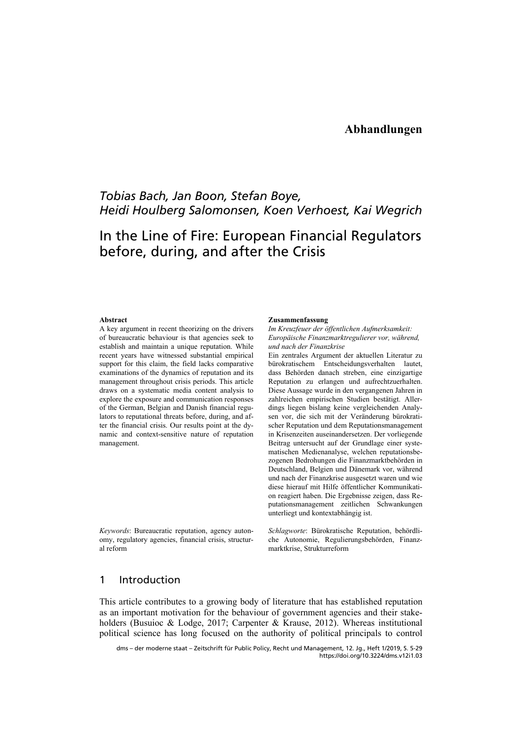## Abhandlungen

*Tobias Bach, Jan Boon, Stefan Boye, Heidi Houlberg Salomonsen, Koen Verhoest, Kai Wegrich*

# In the Line of Fire: European Financial Regulators before, during, and after the Crisis

**Abstract**

A key argument in recent theorizing on the drivers of bureaucratic behaviour is that agencies seek to establish and maintain a unique reputation. While recent years have witnessed substantial empirical support for this claim, the field lacks comparative examinations of the dynamics of reputation and its management throughout crisis periods. This article draws on a systematic media content analysis to explore the exposure and communication responses of the German, Belgian and Danish financial regulators to reputational threats before, during, and after the financial crisis. Our results point at the dynamic and context-sensitive nature of reputation management.

*Keywords*: Bureaucratic reputation, agency autonomy, regulatory agencies, financial crisis, structural reform

**Zusammenfassung**

*Im Kreuzfeuer der öffentlichen Aufmerksamkeit: Europäische Finanzmarktregulierer vor, während, und nach der Finanzkrise*

Ein zentrales Argument der aktuellen Literatur zu bürokratischem Entscheidungsverhalten lautet, dass Behörden danach streben, eine einzigartige Reputation zu erlangen und aufrechtzuerhalten. Diese Aussage wurde in den vergangenen Jahren in zahlreichen empirischen Studien bestätigt. Allerdings liegen bislang keine vergleichenden Analysen vor, die sich mit der Veränderung bürokratischer Reputation und dem Reputationsmanagement in Krisenzeiten auseinandersetzen. Der vorliegende Beitrag untersucht auf der Grundlage einer systematischen Medienanalyse, welchen reputationsbezogenen Bedrohungen die Finanzmarktbehörden in Deutschland, Belgien und Dänemark vor, während und nach der Finanzkrise ausgesetzt waren und wie diese hierauf mit Hilfe öffentlicher Kommunikation reagiert haben. Die Ergebnisse zeigen, dass Reputationsmanagement zeitlichen Schwankungen unterliegt und kontextabhängig ist.

*Schlagworte*: Bürokratische Reputation, behördliche Autonomie, Regulierungsbehörden, Finanzmarktkrise, Strukturreform

## 1 Introduction

This article contributes to a growing body of literature that has established reputation as an important motivation for the behaviour of government agencies and their stakeholders (Busuioc & Lodge, 2017; Carpenter & Krause, 2012). Whereas institutional political science has long focused on the authority of political principals to control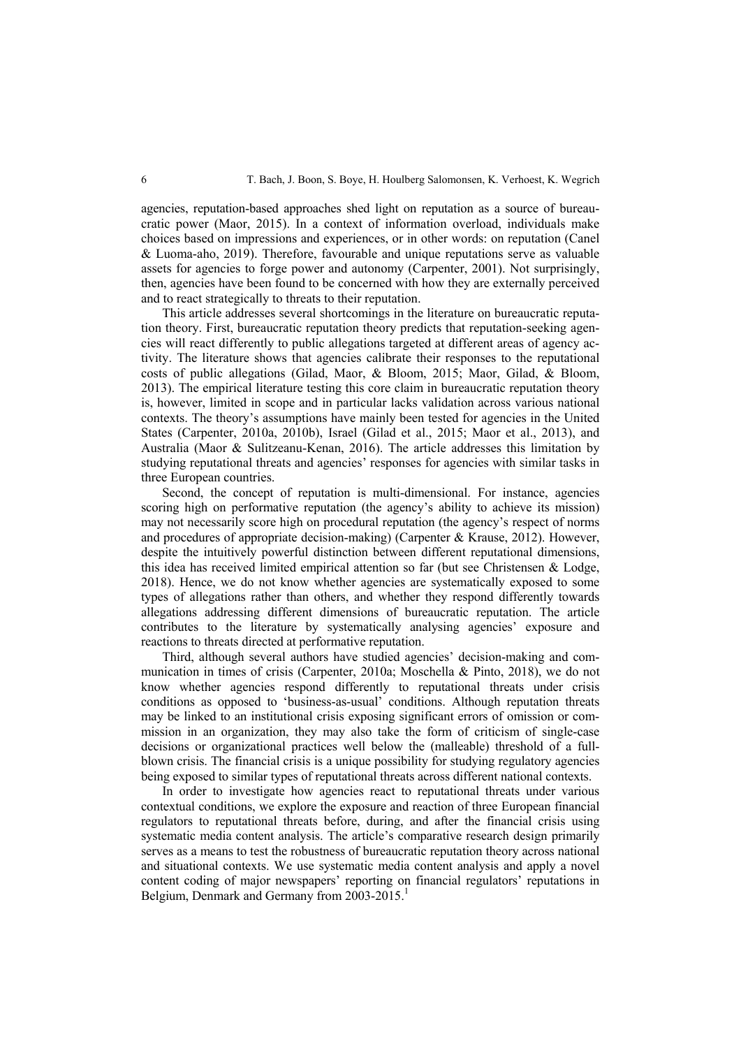agencies, reputation-based approaches shed light on reputation as a source of bureaucratic power (Maor, 2015). In a context of information overload, individuals make choices based on impressions and experiences, or in other words: on reputation (Canel & Luoma-aho, 2019). Therefore, favourable and unique reputations serve as valuable assets for agencies to forge power and autonomy (Carpenter, 2001). Not surprisingly, then, agencies have been found to be concerned with how they are externally perceived and to react strategically to threats to their reputation.

This article addresses several shortcomings in the literature on bureaucratic reputation theory. First, bureaucratic reputation theory predicts that reputation-seeking agencies will react differently to public allegations targeted at different areas of agency activity. The literature shows that agencies calibrate their responses to the reputational costs of public allegations (Gilad, Maor, & Bloom, 2015; Maor, Gilad, & Bloom, 2013). The empirical literature testing this core claim in bureaucratic reputation theory is, however, limited in scope and in particular lacks validation across various national contexts. The theory's assumptions have mainly been tested for agencies in the United States (Carpenter, 2010a, 2010b), Israel (Gilad et al., 2015; Maor et al., 2013), and Australia (Maor & Sulitzeanu-Kenan, 2016). The article addresses this limitation by studying reputational threats and agencies' responses for agencies with similar tasks in three European countries.

Second, the concept of reputation is multi-dimensional. For instance, agencies scoring high on performative reputation (the agency's ability to achieve its mission) may not necessarily score high on procedural reputation (the agency's respect of norms and procedures of appropriate decision-making) (Carpenter & Krause, 2012). However, despite the intuitively powerful distinction between different reputational dimensions, this idea has received limited empirical attention so far (but see Christensen & Lodge, 2018). Hence, we do not know whether agencies are systematically exposed to some types of allegations rather than others, and whether they respond differently towards allegations addressing different dimensions of bureaucratic reputation. The article contributes to the literature by systematically analysing agencies' exposure and reactions to threats directed at performative reputation.

Third, although several authors have studied agencies' decision-making and communication in times of crisis (Carpenter, 2010a; Moschella & Pinto, 2018), we do not know whether agencies respond differently to reputational threats under crisis conditions as opposed to 'business-as-usual' conditions. Although reputation threats may be linked to an institutional crisis exposing significant errors of omission or commission in an organization, they may also take the form of criticism of single-case decisions or organizational practices well below the (malleable) threshold of a full-blown crisis. The financial crisis is a unique possibility for studying regulatory agencies being exposed to similar types of reputational threats across different national contexts.

In order to investigate how agencies react to reputational threats under various contextual conditions, we explore the exposure and reaction of three European financial regulators to reputational threats before, during, and after the financial crisis using systematic media content analysis. The article's comparative research design primarily serves as a means to test the robustness of bureaucratic reputation theory across national and situational contexts. We use systematic media content analysis and apply a novel content coding of major newspapers' reporting on financial regulators' reputations in Belgium, Denmark and Germany from 2003-2015.[1]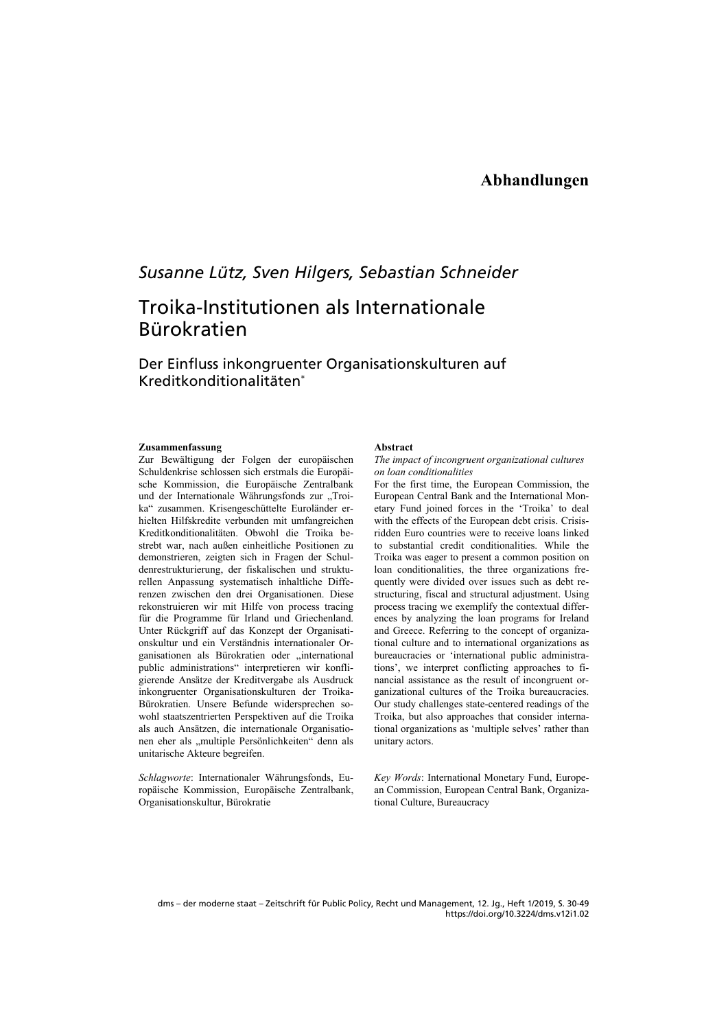# Abhandlungen

*Susanne Lütz, Sven Hilgers, Sebastian Schneider*

## Troika-Institutionen als Internationale Bürokratien

### Der Einfluss inkongruenter Organisationskulturen auf Kreditkonditionalitäten*

**Zusammenfassung**

Zur Bewältigung der Folgen der europäischen Schuldenkrise schlossen sich erstmals die Europäische Kommission, die Europäische Zentralbank und der Internationale Währungsfonds zur „Troika“ zusammen. Krisengeschüttelte Euroländer erhielten Hilfskredite verbunden mit umfangreichen Kreditkonditionalitäten. Obwohl die Troika bestrebt war, nach außen einheitliche Positionen zu demonstrieren, zeigten sich in Fragen der Schuldenrestrukturierung, der fiskalischen und strukturellen Anpassung systematisch inhaltliche Differenzen zwischen den drei Organisationen. Diese rekonstruieren wir mit Hilfe von process tracing für die Programme für Irland und Griechenland. Unter Rückgriff auf das Konzept der Organisationskultur und ein Verständnis internationaler Organisationen als Bürokratien oder „international public administrations“ interpretieren wir konfligierende Ansätze der Kreditvergabe als Ausdruck inkongruenter Organisationskulturen der Troika-Bürokratien. Unsere Befunde widersprechen sowohl staatszentrierten Perspektiven auf die Troika als auch Ansätzen, die internationale Organisationen eher als „multiple Persönlichkeiten“ denn als unitarische Akteure begreifen.

*Schlagworte*: Internationaler Währungsfonds, Europäische Kommission, Europäische Zentralbank, Organisationskultur, Bürokratie

**Abstract**

*The impact of incongruent organizational cultures on loan conditionalities*

For the first time, the European Commission, the European Central Bank and the International Monetary Fund joined forces in the ‘Troika’ to deal with the effects of the European debt crisis. Crisis-ridden Euro countries were to receive loans linked to substantial credit conditionalities. While the Troika was eager to present a common position on loan conditionalities, the three organizations frequently were divided over issues such as debt restructuring, fiscal and structural adjustment. Using process tracing we exemplify the contextual differences by analyzing the loan programs for Ireland and Greece. Referring to the concept of organizational culture and to international organizations as bureaucracies or ‘international public administrations’, we interpret conflicting approaches to financial assistance as the result of incongruent organizational cultures of the Troika bureaucracies. Our study challenges state-centered readings of the Troika, but also approaches that consider international organizations as ‘multiple selves’ rather than unitary actors.

*Key Words*: International Monetary Fund, European Commission, European Central Bank, Organizational Culture, Bureaucracy

https://doi.org/10.3224/dms.v12i1.02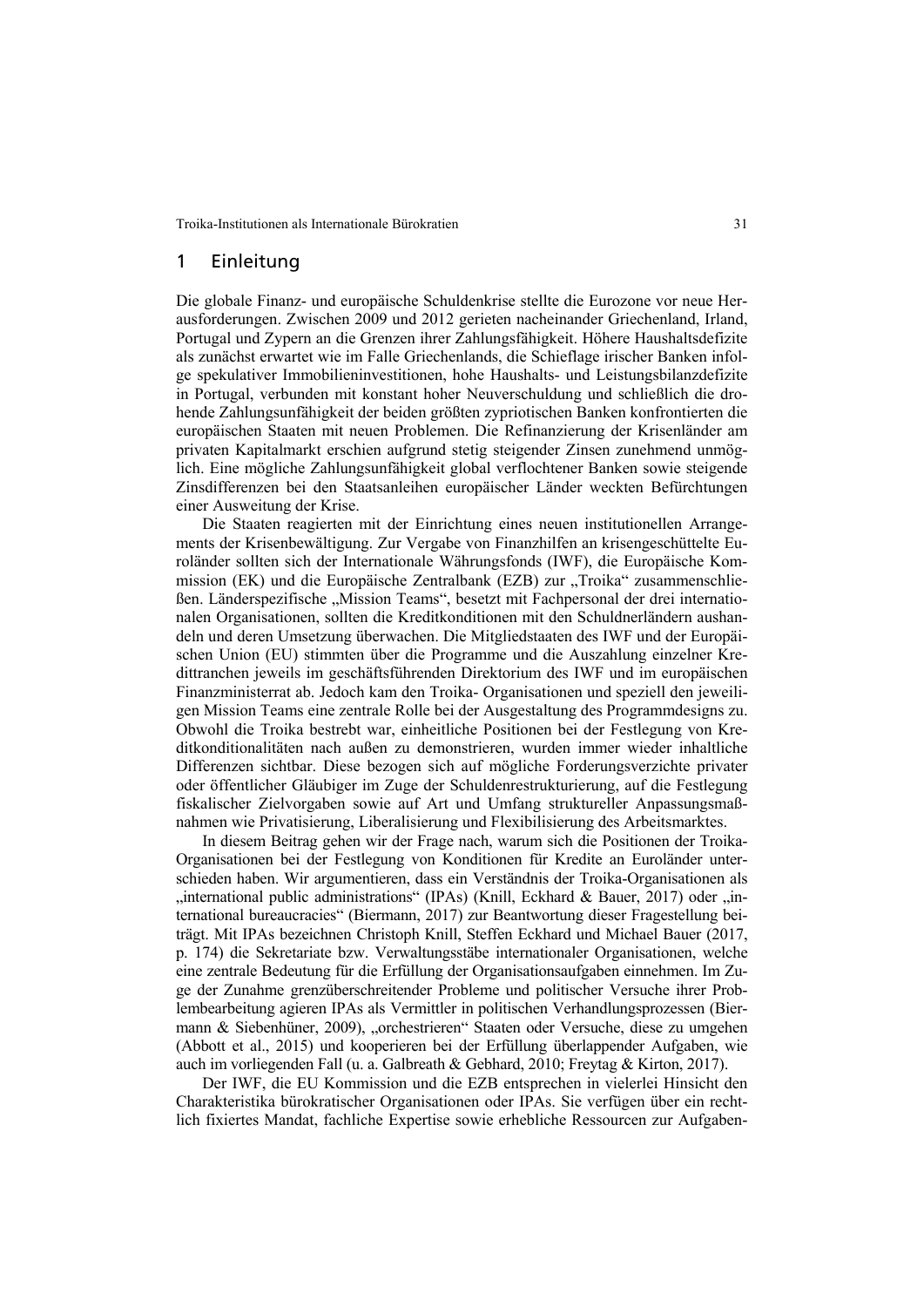## 1 Einleitung

Die globale Finanz- und europäische Schuldenkrise stellte die Eurozone vor neue Herausforderungen. Zwischen 2009 und 2012 gerieten nacheinander Griechenland, Irland, Portugal und Zypern an die Grenzen ihrer Zahlungsfähigkeit. Höhere Haushaltsdefizite als zunächst erwartet wie im Falle Griechenlands, die Schieflage irischer Banken infolge spekulativer Immobilieninvestitionen, hohe Haushalts- und Leistungsbilanzdefizite in Portugal, verbunden mit konstant hoher Neuverschuldung und schließlich die drohende Zahlungsunfähigkeit der beiden größten zypriotischen Banken konfrontierten die europäischen Staaten mit neuen Problemen. Die Refinanzierung der Krisenländer am privaten Kapitalmarkt erschien aufgrund stetig steigender Zinsen zunehmend unmöglich. Eine mögliche Zahlungsunfähigkeit global verflochtener Banken sowie steigende Zinsdifferenzen bei den Staatsanleihen europäischer Länder weckten Befürchtungen einer Ausweitung der Krise.

Die Staaten reagierten mit der Einrichtung eines neuen institutionellen Arrangements der Krisenbewältigung. Zur Vergabe von Finanzhilfen an krisengeschüttelte Euroländer sollten sich der Internationale Währungsfonds (IWF), die Europäische Kommission (EK) und die Europäische Zentralbank (EZB) zur „Troika" zusammenschließen. Länderspezifische „Mission Teams", besetzt mit Fachpersonal der drei internationalen Organisationen, sollten die Kreditkonditionen mit den Schuldnerländern aushandeln und deren Umsetzung überwachen. Die Mitgliedstaaten des IWF und der Europäischen Union (EU) stimmten über die Programme und die Auszahlung einzelner Kredittranchen jeweils im geschäftsführenden Direktorium des IWF und im europäischen Finanzministerrat ab. Jedoch kam den Troika- Organisationen und speziell den jeweiligen Mission Teams eine zentrale Rolle bei der Ausgestaltung des Programmdesigns zu. Obwohl die Troika bestrebt war, einheitliche Positionen bei der Festlegung von Kreditkonditionalitäten nach außen zu demonstrieren, wurden immer wieder inhaltliche Differenzen sichtbar. Diese bezogen sich auf mögliche Forderungsverzichte privater oder öffentlicher Gläubiger im Zuge der Schuldenrestrukturierung, auf die Festlegung fiskalischer Zielvorgaben sowie auf Art und Umfang struktureller Anpassungsmaßnahmen wie Privatisierung, Liberalisierung und Flexibilisierung des Arbeitsmarktes.

In diesem Beitrag gehen wir der Frage nach, warum sich die Positionen der Troika-Organisationen bei der Festlegung von Konditionen für Kredite an Euroländer unterschieden haben. Wir argumentieren, dass ein Verständnis der Troika-Organisationen als „international public administrations" (IPAs) (Knill, Eckhard & Bauer, 2017) oder „international bureaucracies" (Biermann, 2017) zur Beantwortung dieser Fragestellung beiträgt. Mit IPAs bezeichnen Christoph Knill, Steffen Eckhard und Michael Bauer (2017, p. 174) die Sekretariate bzw. Verwaltungsstäbe internationaler Organisationen, welche eine zentrale Bedeutung für die Erfüllung der Organisationsaufgaben einnehmen. Im Zuge der Zunahme grenzüberschreitender Probleme und politischer Versuche ihrer Problembearbeitung agieren IPAs als Vermittler in politischen Verhandlungsprozessen (Biermann & Siebenhüner, 2009), „orchestrieren" Staaten oder Versuche, diese zu umgehen (Abbott et al., 2015) und kooperieren bei der Erfüllung überlappender Aufgaben, wie auch im vorliegenden Fall (u. a. Galbreath & Gebhard, 2010; Freytag & Kirton, 2017).

Der IWF, die EU Kommission und die EZB entsprechen in vielerlei Hinsicht den Charakteristika bürokratischer Organisationen oder IPAs. Sie verfügen über ein rechtlich fixiertes Mandat, fachliche Expertise sowie erhebliche Ressourcen zur Aufgaben-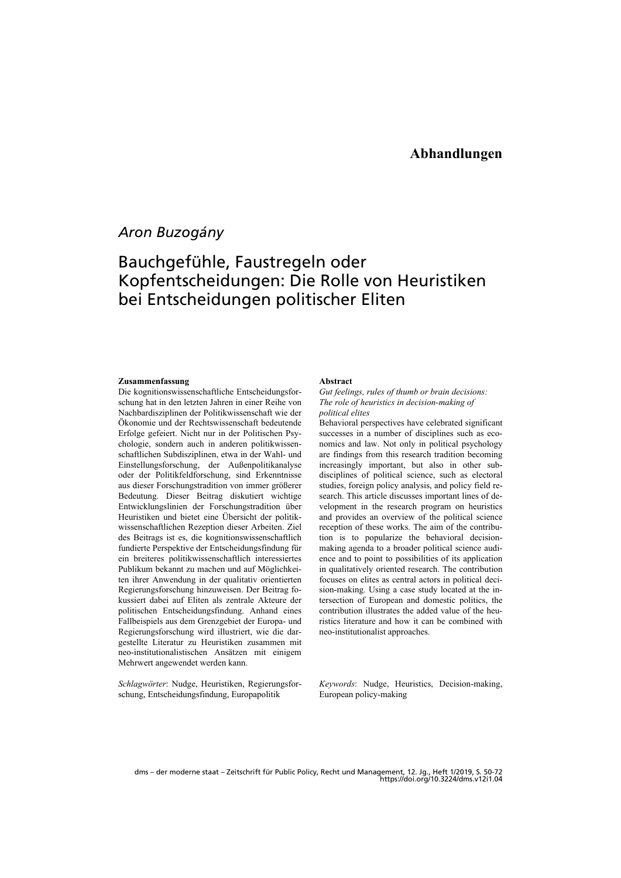**Abhandlungen**

*Aron Buzogány*

# Bauchgefühle, Faustregeln oder Kopfentscheidungen: Die Rolle von Heuristiken bei Entscheidungen politischer Eliten

**Zusammenfassung**

Die kognitionswissenschaftliche Entscheidungsforschung hat in den letzten Jahren in einer Reihe von Nachbardisziplinen der Politikwissenschaft wie der Ökonomie und der Rechtswissenschaft bedeutende Erfolge gefeiert. Nicht nur in der Politischen Psychologie, sondern auch in anderen politikwissenschaftlichen Subdisziplinen, etwa in der Wahl- und Einstellungsforschung, der Außenpolitikanalyse oder der Politikfeldforschung, sind Erkenntnisse aus dieser Forschungstradition von immer größerer Bedeutung. Dieser Beitrag diskutiert wichtige Entwicklungslinien der Forschungstradition über Heuristiken und bietet eine Übersicht der politikwissenschaftlichen Rezeption dieser Arbeiten. Ziel des Beitrags ist es, die kognitionswissenschaftlich fundierte Perspektive der Entscheidungsfindung für ein breiteres politikwissenschaftlich interessiertes Publikum bekannt zu machen und auf Möglichkeiten ihrer Anwendung in der qualitativ orientierten Regierungsforschung hinzuweisen. Der Beitrag fokussiert dabei auf Eliten als zentrale Akteure der politischen Entscheidungsfindung. Anhand eines Fallbeispiels aus dem Grenzgebiet der Europa- und Regierungsforschung wird illustriert, wie die dargestellte Literatur zu Heuristiken zusammen mit neo-institutionalistischen Ansätzen mit einigem Mehrwert angewendet werden kann.

*Schlagwörter*: Nudge, Heuristiken, Regierungsforschung, Entscheidungsfindung, Europapolitik

**Abstract**

*Gut feelings, rules of thumb or brain decisions: The role of heuristics in decision-making of political elites*

Behavioral perspectives have celebrated significant successes in a number of disciplines such as economics and law. Not only in political psychology are findings from this research tradition becoming increasingly important, but also in other subdisciplines of political science, such as electoral studies, foreign policy analysis, and policy field research. This article discusses important lines of development in the research program on heuristics and provides an overview of the political science reception of these works. The aim of the contribution is to popularize the behavioral decision-making agenda to a broader political science audience and to point to possibilities of its application in qualitatively oriented research. The contribution focuses on elites as central actors in political decision-making. Using a case study located at the intersection of European and domestic politics, the contribution illustrates the added value of the heuristics literature and how it can be combined with neo-institutionalist approaches.

*Keywords*: Nudge, Heuristics, Decision-making, European policy-making

https://doi.org/10.3224/dms.v12i1.04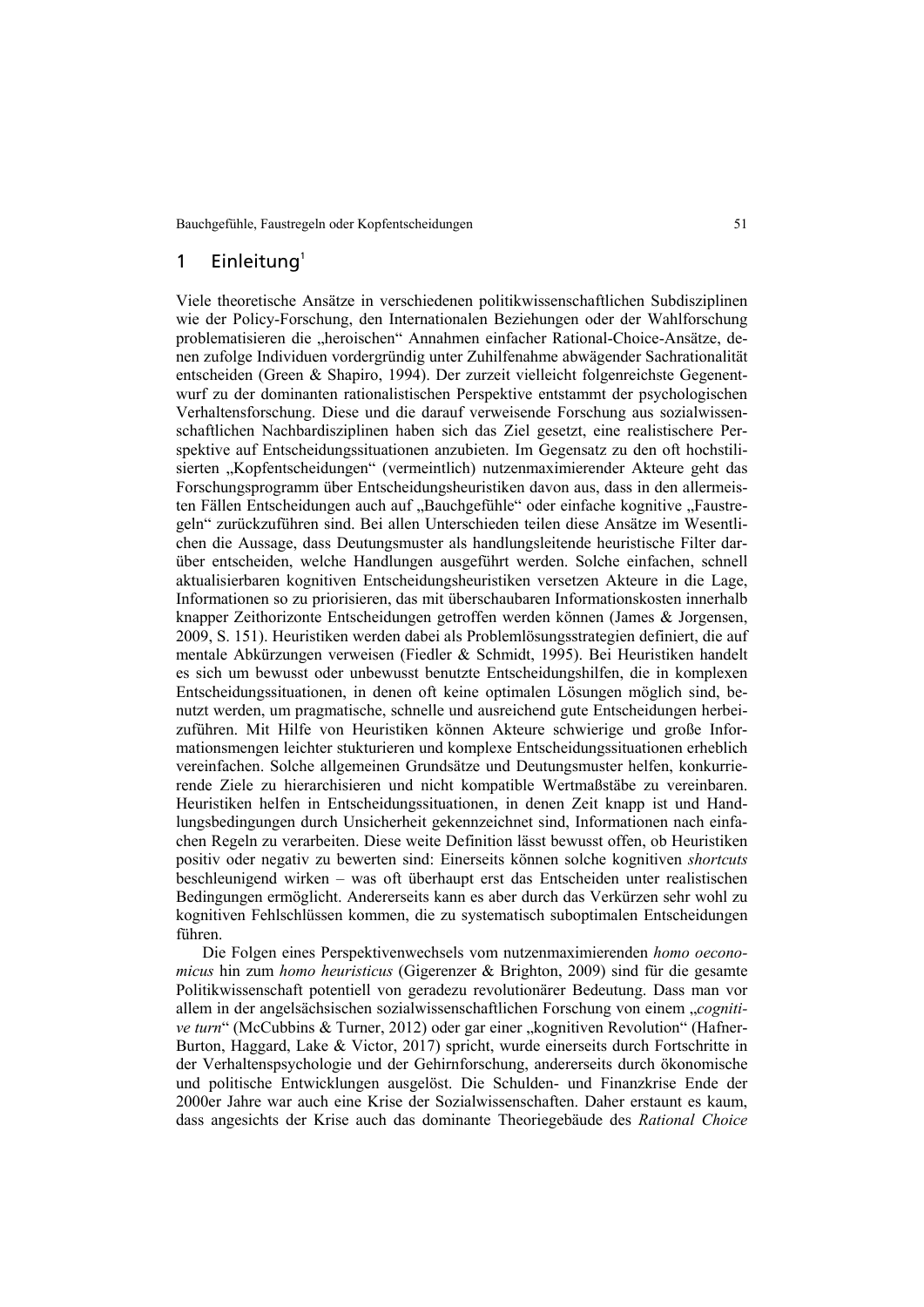## 1 Einleitung[1]

Viele theoretische Ansätze in verschiedenen politikwissenschaftlichen Subdisziplinen wie der Policy-Forschung, den Internationalen Beziehungen oder der Wahlforschung problematisieren die „heroischen" Annahmen einfacher Rational-Choice-Ansätze, denen zufolge Individuen vordergründig unter Zuhilfenahme abwägender Sachrationalität entscheiden (Green & Shapiro, 1994). Der zurzeit vielleicht folgenreichste Gegenentwurf zu der dominanten rationalistischen Perspektive entstammt der psychologischen Verhaltensforschung. Diese und die darauf verweisende Forschung aus sozialwissenschaftlichen Nachbardisziplinen haben sich das Ziel gesetzt, eine realistischere Perspektive auf Entscheidungssituationen anzubieten. Im Gegensatz zu den oft hochstilisierten „Kopfentscheidungen" (vermeintlich) nutzenmaximierender Akteure geht das Forschungsprogramm über Entscheidungsheuristiken davon aus, dass in den allermeisten Fällen Entscheidungen auch auf „Bauchgefühle" oder einfache kognitive „Faustregeln" zurückzuführen sind. Bei allen Unterschieden teilen diese Ansätze im Wesentlichen die Aussage, dass Deutungsmuster als handlungsleitende heuristische Filter darüber entscheiden, welche Handlungen ausgeführt werden. Solche einfachen, schnell aktualisierbaren kognitiven Entscheidungsheuristiken versetzen Akteure in die Lage, Informationen so zu priorisieren, das mit überschaubaren Informationskosten innerhalb knapper Zeithorizonte Entscheidungen getroffen werden können (James & Jorgensen, 2009, S. 151). Heuristiken werden dabei als Problemlösungsstrategien definiert, die auf mentale Abkürzungen verweisen (Fiedler & Schmidt, 1995). Bei Heuristiken handelt es sich um bewusst oder unbewusst benutzte Entscheidungshilfen, die in komplexen Entscheidungssituationen, in denen oft keine optimalen Lösungen möglich sind, benutzt werden, um pragmatische, schnelle und ausreichend gute Entscheidungen herbeizuführen. Mit Hilfe von Heuristiken können Akteure schwierige und große Informationsmengen leichter stukturieren und komplexe Entscheidungssituationen erheblich vereinfachen. Solche allgemeinen Grundsätze und Deutungsmuster helfen, konkurrierende Ziele zu hierarchisieren und nicht kompatible Wertmaßstäbe zu vereinbaren. Heuristiken helfen in Entscheidungssituationen, in denen Zeit knapp ist und Handlungsbedingungen durch Unsicherheit gekennzeichnet sind, Informationen nach einfachen Regeln zu verarbeiten. Diese weite Definition lässt bewusst offen, ob Heuristiken positiv oder negativ zu bewerten sind: Einerseits können solche kognitiven *shortcuts* beschleunigend wirken – was oft überhaupt erst das Entscheiden unter realistischen Bedingungen ermöglicht. Andererseits kann es aber durch das Verkürzen sehr wohl zu kognitiven Fehlschlüssen kommen, die zu systematisch suboptimalen Entscheidungen führen.

Die Folgen eines Perspektivenwechsels vom nutzenmaximierenden *homo oeconomicus* hin zum *homo heuristicus* (Gigerenzer & Brighton, 2009) sind für die gesamte Politikwissenschaft potentiell von geradezu revolutionärer Bedeutung. Dass man vor allem in der angelsächsischen sozialwissenschaftlichen Forschung von einem „*cognitive turn*" (McCubbins & Turner, 2012) oder gar einer „kognitiven Revolution" (Hafner-Burton, Haggard, Lake & Victor, 2017) spricht, wurde einerseits durch Fortschritte in der Verhaltenspsychologie und der Gehirnforschung, andererseits durch ökonomische und politische Entwicklungen ausgelöst. Die Schulden- und Finanzkrise Ende der 2000er Jahre war auch eine Krise der Sozialwissenschaften. Daher erstaunt es kaum, dass angesichts der Krise auch das dominante Theoriegebäude des *Rational Choice*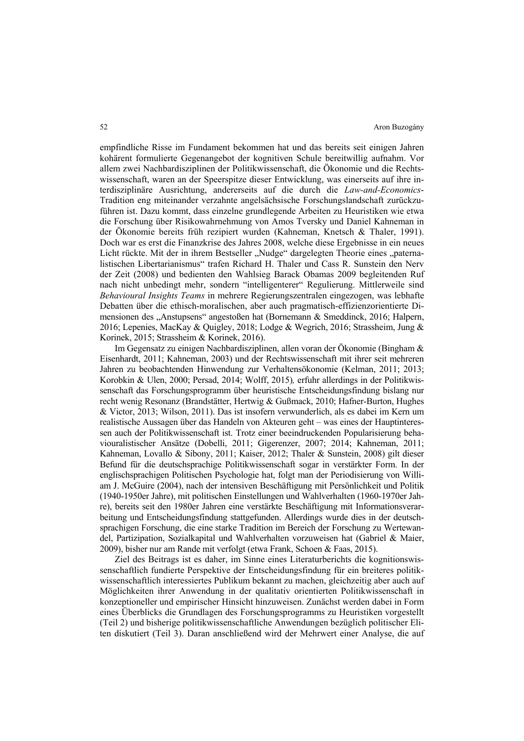empfindliche Risse im Fundament bekommen hat und das bereits seit einigen Jahren kohärent formulierte Gegenangebot der kognitiven Schule bereitwillig aufnahm. Vor allem zwei Nachbardisziplinen der Politikwissenschaft, die Ökonomie und die Rechtswissenschaft, waren an der Speerspitze dieser Entwicklung, was einerseits auf ihre interdisziplinäre Ausrichtung, andererseits auf die durch die *Law-and-Economics*-Tradition eng miteinander verzahnte angelsächsische Forschungslandschaft zurückzuführen ist. Dazu kommt, dass einzelne grundlegende Arbeiten zu Heuristiken wie etwa die Forschung über Risikowahrnehmung von Amos Tversky und Daniel Kahneman in der Ökonomie bereits früh rezipiert wurden (Kahneman, Knetsch & Thaler, 1991). Doch war es erst die Finanzkrise des Jahres 2008, welche diese Ergebnisse in ein neues Licht rückte. Mit der in ihrem Bestseller „Nudge" dargelegten Theorie eines „paternalistischen Libertarianismus" trafen Richard H. Thaler und Cass R. Sunstein den Nerv der Zeit (2008) und bedienten den Wahlsieg Barack Obamas 2009 begleitenden Ruf nach nicht unbedingt mehr, sondern "intelligenterer" Regulierung. Mittlerweile sind *Behavioural Insights Teams* in mehrere Regierungszentralen eingezogen, was lebhafte Debatten über die ethisch-moralischen, aber auch pragmatisch-effizienzorientierte Dimensionen des „Anstupsens" angestoßen hat (Bornemann & Smeddinck, 2016; Halpern, 2016; Lepenies, MacKay & Quigley, 2018; Lodge & Wegrich, 2016; Strassheim, Jung & Korinek, 2015; Strassheim & Korinek, 2016).

Im Gegensatz zu einigen Nachbardisziplinen, allen voran der Ökonomie (Bingham & Eisenhardt, 2011; Kahneman, 2003) und der Rechtswissenschaft mit ihrer seit mehreren Jahren zu beobachtenden Hinwendung zur Verhaltensökonomie (Kelman, 2011; 2013; Korobkin & Ulen, 2000; Persad, 2014; Wolff, 2015)*,* erfuhr allerdings in der Politikwissenschaft das Forschungsprogramm über heuristische Entscheidungsfindung bislang nur recht wenig Resonanz (Brandstätter, Hertwig & Gußmack, 2010; Hafner-Burton, Hughes & Victor, 2013; Wilson, 2011). Das ist insofern verwunderlich, als es dabei im Kern um realistische Aussagen über das Handeln von Akteuren geht – was eines der Hauptinteressen auch der Politikwissenschaft ist. Trotz einer beeindruckenden Popularisierung behaviouralistischer Ansätze (Dobelli, 2011; Gigerenzer, 2007; 2014; Kahneman, 2011; Kahneman, Lovallo & Sibony, 2011; Kaiser, 2012; Thaler & Sunstein, 2008) gilt dieser Befund für die deutschsprachige Politikwissenschaft sogar in verstärkter Form. In der englischsprachigen Politischen Psychologie hat, folgt man der Periodisierung von William J. McGuire (2004), nach der intensiven Beschäftigung mit Persönlichkeit und Politik (1940-1950er Jahre), mit politischen Einstellungen und Wahlverhalten (1960-1970er Jahre), bereits seit den 1980er Jahren eine verstärkte Beschäftigung mit Informationsverarbeitung und Entscheidungsfindung stattgefunden. Allerdings wurde dies in der deutschsprachigen Forschung, die eine starke Tradition im Bereich der Forschung zu Wertewandel, Partizipation, Sozialkapital und Wahlverhalten vorzuweisen hat (Gabriel & Maier, 2009), bisher nur am Rande mit verfolgt (etwa Frank, Schoen & Faas, 2015).

Ziel des Beitrags ist es daher, im Sinne eines Literaturberichts die kognitionswissenschaftlich fundierte Perspektive der Entscheidungsfindung für ein breiteres politikwissenschaftlich interessiertes Publikum bekannt zu machen, gleichzeitig aber auch auf Möglichkeiten ihrer Anwendung in der qualitativ orientierten Politikwissenschaft in konzeptioneller und empirischer Hinsicht hinzuweisen. Zunächst werden dabei in Form eines Überblicks die Grundlagen des Forschungsprogramms zu Heuristiken vorgestellt (Teil 2) und bisherige politikwissenschaftliche Anwendungen bezüglich politischer Eliten diskutiert (Teil 3). Daran anschließend wird der Mehrwert einer Analyse, die auf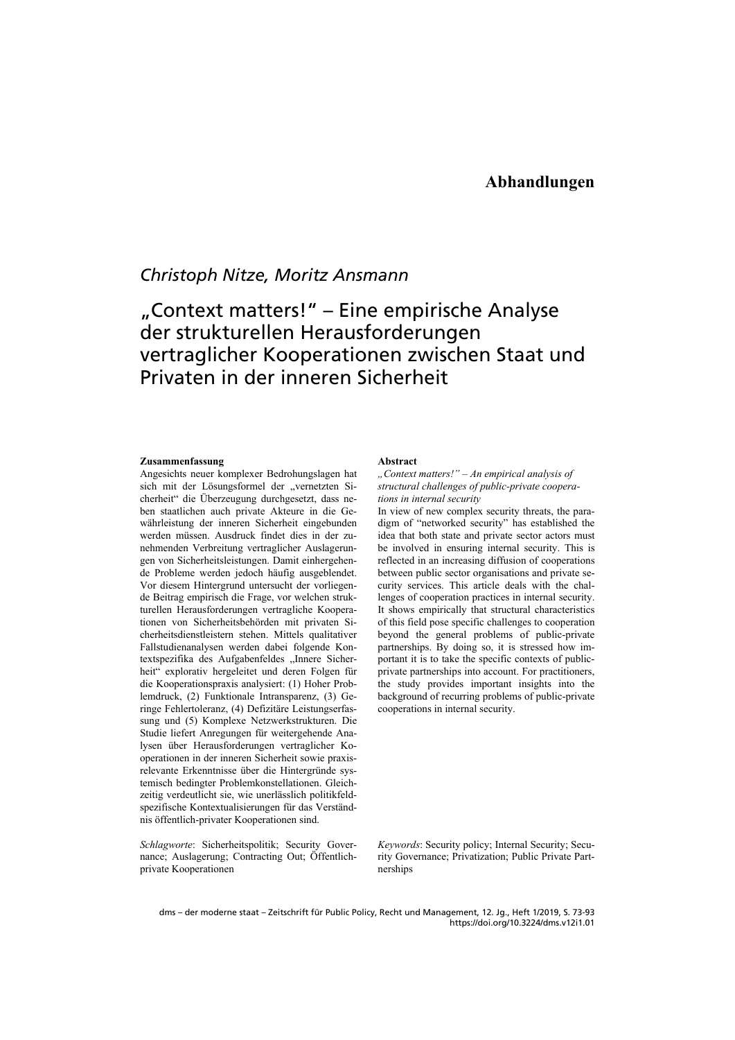# Abhandlungen

*Christoph Nitze, Moritz Ansmann*

## „Context matters!" – Eine empirische Analyse der strukturellen Herausforderungen vertraglicher Kooperationen zwischen Staat und Privaten in der inneren Sicherheit

**Zusammenfassung**

Angesichts neuer komplexer Bedrohungslagen hat sich mit der Lösungsformel der „vernetzten Sicherheit" die Überzeugung durchgesetzt, dass neben staatlichen auch private Akteure in die Gewährleistung der inneren Sicherheit eingebunden werden müssen. Ausdruck findet dies in der zunehmenden Verbreitung vertraglicher Auslagerungen von Sicherheitsleistungen. Damit einhergehende Probleme werden jedoch häufig ausgeblendet. Vor diesem Hintergrund untersucht der vorliegende Beitrag empirisch die Frage, vor welchen strukturellen Herausforderungen vertragliche Kooperationen von Sicherheitsbehörden mit privaten Sicherheitsdienstleistern stehen. Mittels qualitativer Fallstudienanalysen werden dabei folgende Kontextspezifika des Aufgabenfeldes „Innere Sicherheit" explorativ hergeleitet und deren Folgen für die Kooperationspraxis analysiert: (1) Hoher Problemdruck, (2) Funktionale Intransparenz, (3) Geringe Fehlertoleranz, (4) Defizitäre Leistungserfassung und (5) Komplexe Netzwerkstrukturen. Die Studie liefert Anregungen für weitergehende Analysen über Herausforderungen vertraglicher Kooperationen in der inneren Sicherheit sowie praxisrelevante Erkenntnisse über die Hintergründe systemisch bedingter Problemkonstellationen. Gleichzeitig verdeutlicht sie, wie unerlässlich politikfeldspezifische Kontextualisierungen für das Verständnis öffentlich-privater Kooperationen sind.

*Schlagworte*: Sicherheitspolitik; Security Governance; Auslagerung; Contracting Out; Öffentlich-private Kooperationen

**Abstract**

*„Context matters!" – An empirical analysis of structural challenges of public-private cooperations in internal security*

In view of new complex security threats, the paradigm of "networked security" has established the idea that both state and private sector actors must be involved in ensuring internal security. This is reflected in an increasing diffusion of cooperations between public sector organisations and private security services. This article deals with the challenges of cooperation practices in internal security. It shows empirically that structural characteristics of this field pose specific challenges to cooperation beyond the general problems of public-private partnerships. By doing so, it is stressed how important it is to take the specific contexts of public-private partnerships into account. For practitioners, the study provides important insights into the background of recurring problems of public-private cooperations in internal security.

*Keywords*: Security policy; Internal Security; Security Governance; Privatization; Public Private Partnerships

dms – der moderne staat – Zeitschrift für Public Policy, Recht und Management, 12. Jg., Heft 1/2019, S. 73-93
https://doi.org/10.3224/dms.v12i1.01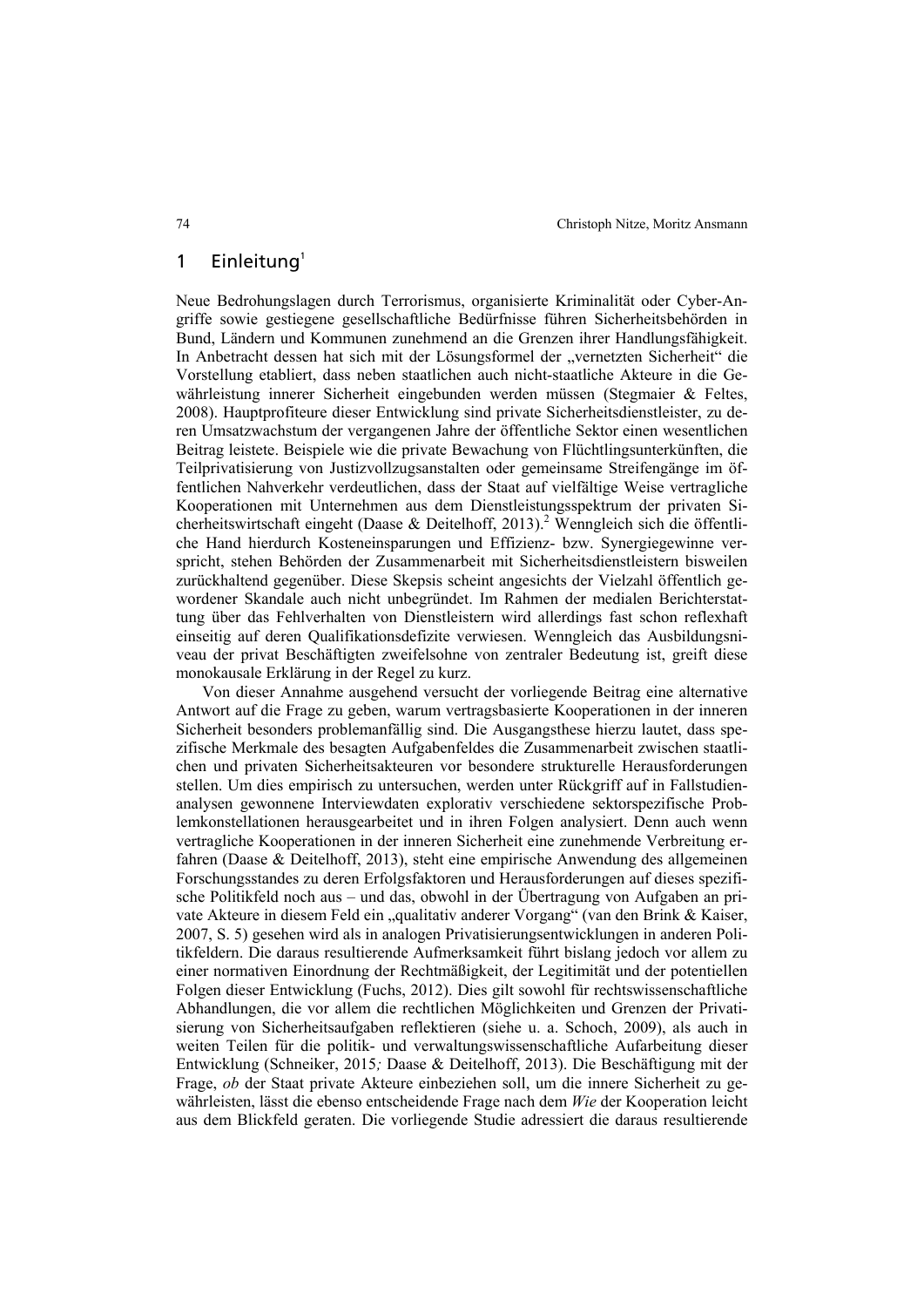## 1 Einleitung[1]

Neue Bedrohungslagen durch Terrorismus, organisierte Kriminalität oder Cyber-Angriffe sowie gestiegene gesellschaftliche Bedürfnisse führen Sicherheitsbehörden in Bund, Ländern und Kommunen zunehmend an die Grenzen ihrer Handlungsfähigkeit. In Anbetracht dessen hat sich mit der Lösungsformel der „vernetzten Sicherheit“ die Vorstellung etabliert, dass neben staatlichen auch nicht-staatliche Akteure in die Gewährleistung innerer Sicherheit eingebunden werden müssen (Stegmaier & Feltes, 2008). Hauptprofiteure dieser Entwicklung sind private Sicherheitsdienstleister, zu deren Umsatzwachstum der vergangenen Jahre der öffentliche Sektor einen wesentlichen Beitrag leistete. Beispiele wie die private Bewachung von Flüchtlingsunterkünften, die Teilprivatisierung von Justizvollzugsanstalten oder gemeinsame Streifengänge im öffentlichen Nahverkehr verdeutlichen, dass der Staat auf vielfältige Weise vertragliche Kooperationen mit Unternehmen aus dem Dienstleistungsspektrum der privaten Sicherheitswirtschaft eingeht (Daase & Deitelhoff, 2013).[2] Wenngleich sich die öffentliche Hand hierdurch Kosteneinsparungen und Effizienz- bzw. Synergiegewinne verspricht, stehen Behörden der Zusammenarbeit mit Sicherheitsdienstleistern bisweilen zurückhaltend gegenüber. Diese Skepsis scheint angesichts der Vielzahl öffentlich gewordener Skandale auch nicht unbegründet. Im Rahmen der medialen Berichterstattung über das Fehlverhalten von Dienstleistern wird allerdings fast schon reflexhaft einseitig auf deren Qualifikationsdefizite verwiesen. Wenngleich das Ausbildungsniveau der privat Beschäftigten zweifelsohne von zentraler Bedeutung ist, greift diese monokausale Erklärung in der Regel zu kurz.

Von dieser Annahme ausgehend versucht der vorliegende Beitrag eine alternative Antwort auf die Frage zu geben, warum vertragsbasierte Kooperationen in der inneren Sicherheit besonders problemanfällig sind. Die Ausgangsthese hierzu lautet, dass spezifische Merkmale des besagten Aufgabenfeldes die Zusammenarbeit zwischen staatlichen und privaten Sicherheitsakteuren vor besondere strukturelle Herausforderungen stellen. Um dies empirisch zu untersuchen, werden unter Rückgriff auf in Fallstudienanalysen gewonnene Interviewdaten explorativ verschiedene sektorspezifische Problemkonstellationen herausgearbeitet und in ihren Folgen analysiert. Denn auch wenn vertragliche Kooperationen in der inneren Sicherheit eine zunehmende Verbreitung erfahren (Daase & Deitelhoff, 2013), steht eine empirische Anwendung des allgemeinen Forschungsstandes zu deren Erfolgsfaktoren und Herausforderungen auf dieses spezifische Politikfeld noch aus – und das, obwohl in der Übertragung von Aufgaben an private Akteure in diesem Feld ein „qualitativ anderer Vorgang“ (van den Brink & Kaiser, 2007, S. 5) gesehen wird als in analogen Privatisierungsentwicklungen in anderen Politikfeldern. Die daraus resultierende Aufmerksamkeit führt bislang jedoch vor allem zu einer normativen Einordnung der Rechtmäßigkeit, der Legitimität und der potentiellen Folgen dieser Entwicklung (Fuchs, 2012). Dies gilt sowohl für rechtswissenschaftliche Abhandlungen, die vor allem die rechtlichen Möglichkeiten und Grenzen der Privatisierung von Sicherheitsaufgaben reflektieren (siehe u. a. Schoch, 2009), als auch in weiten Teilen für die politik- und verwaltungswissenschaftliche Aufarbeitung dieser Entwicklung (Schneiker, 2015; Daase & Deitelhoff, 2013). Die Beschäftigung mit der Frage, *ob* der Staat private Akteure einbeziehen soll, um die innere Sicherheit zu gewährleisten, lässt die ebenso entscheidende Frage nach dem *Wie* der Kooperation leicht aus dem Blickfeld geraten. Die vorliegende Studie adressiert die daraus resultierende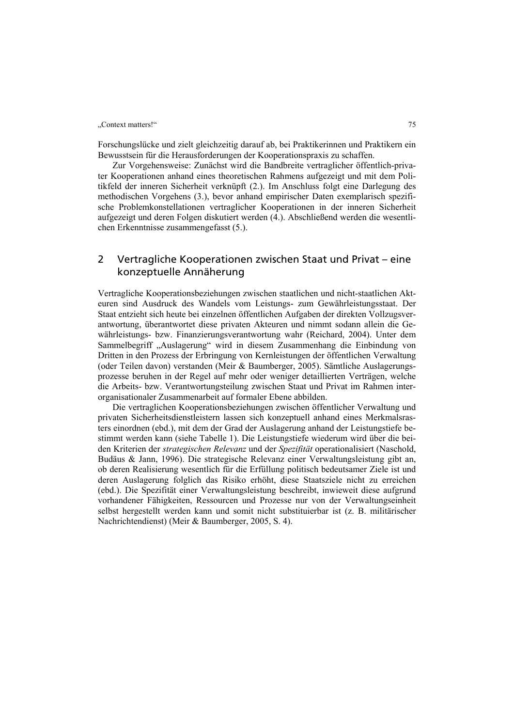Forschungslücke und zielt gleichzeitig darauf ab, bei Praktikerinnen und Praktikern ein Bewusstsein für die Herausforderungen der Kooperationspraxis zu schaffen.

Zur Vorgehensweise: Zunächst wird die Bandbreite vertraglicher öffentlich-privater Kooperationen anhand eines theoretischen Rahmens aufgezeigt und mit dem Politikfeld der inneren Sicherheit verknüpft (2.). Im Anschluss folgt eine Darlegung des methodischen Vorgehens (3.), bevor anhand empirischer Daten exemplarisch spezifische Problemkonstellationen vertraglicher Kooperationen in der inneren Sicherheit aufgezeigt und deren Folgen diskutiert werden (4.). Abschließend werden die wesentlichen Erkenntnisse zusammengefasst (5.).

## 2 Vertragliche Kooperationen zwischen Staat und Privat – eine konzeptuelle Annäherung

Vertragliche Kooperationsbeziehungen zwischen staatlichen und nicht-staatlichen Akteuren sind Ausdruck des Wandels vom Leistungs- zum Gewährleistungsstaat. Der Staat entzieht sich heute bei einzelnen öffentlichen Aufgaben der direkten Vollzugsverantwortung, überantwortet diese privaten Akteuren und nimmt sodann allein die Gewährleistungs- bzw. Finanzierungsverantwortung wahr (Reichard, 2004). Unter dem Sammelbegriff „Auslagerung" wird in diesem Zusammenhang die Einbindung von Dritten in den Prozess der Erbringung von Kernleistungen der öffentlichen Verwaltung (oder Teilen davon) verstanden (Meir & Baumberger, 2005). Sämtliche Auslagerungsprozesse beruhen in der Regel auf mehr oder weniger detaillierten Verträgen, welche die Arbeits- bzw. Verantwortungsteilung zwischen Staat und Privat im Rahmen interorganisationaler Zusammenarbeit auf formaler Ebene abbilden.

Die vertraglichen Kooperationsbeziehungen zwischen öffentlicher Verwaltung und privaten Sicherheitsdienstleistern lassen sich konzeptuell anhand eines Merkmalsrasters einordnen (ebd.), mit dem der Grad der Auslagerung anhand der Leistungstiefe bestimmt werden kann (siehe Tabelle 1). Die Leistungstiefe wiederum wird über die beiden Kriterien der *strategischen Relevanz* und der *Spezifität* operationalisiert (Naschold, Budäus & Jann, 1996). Die strategische Relevanz einer Verwaltungsleistung gibt an, ob deren Realisierung wesentlich für die Erfüllung politisch bedeutsamer Ziele ist und deren Auslagerung folglich das Risiko erhöht, diese Staatsziele nicht zu erreichen (ebd.). Die Spezifität einer Verwaltungsleistung beschreibt, inwieweit diese aufgrund vorhandener Fähigkeiten, Ressourcen und Prozesse nur von der Verwaltungseinheit selbst hergestellt werden kann und somit nicht substituierbar ist (z. B. militärischer Nachrichtendienst) (Meir & Baumberger, 2005, S. 4).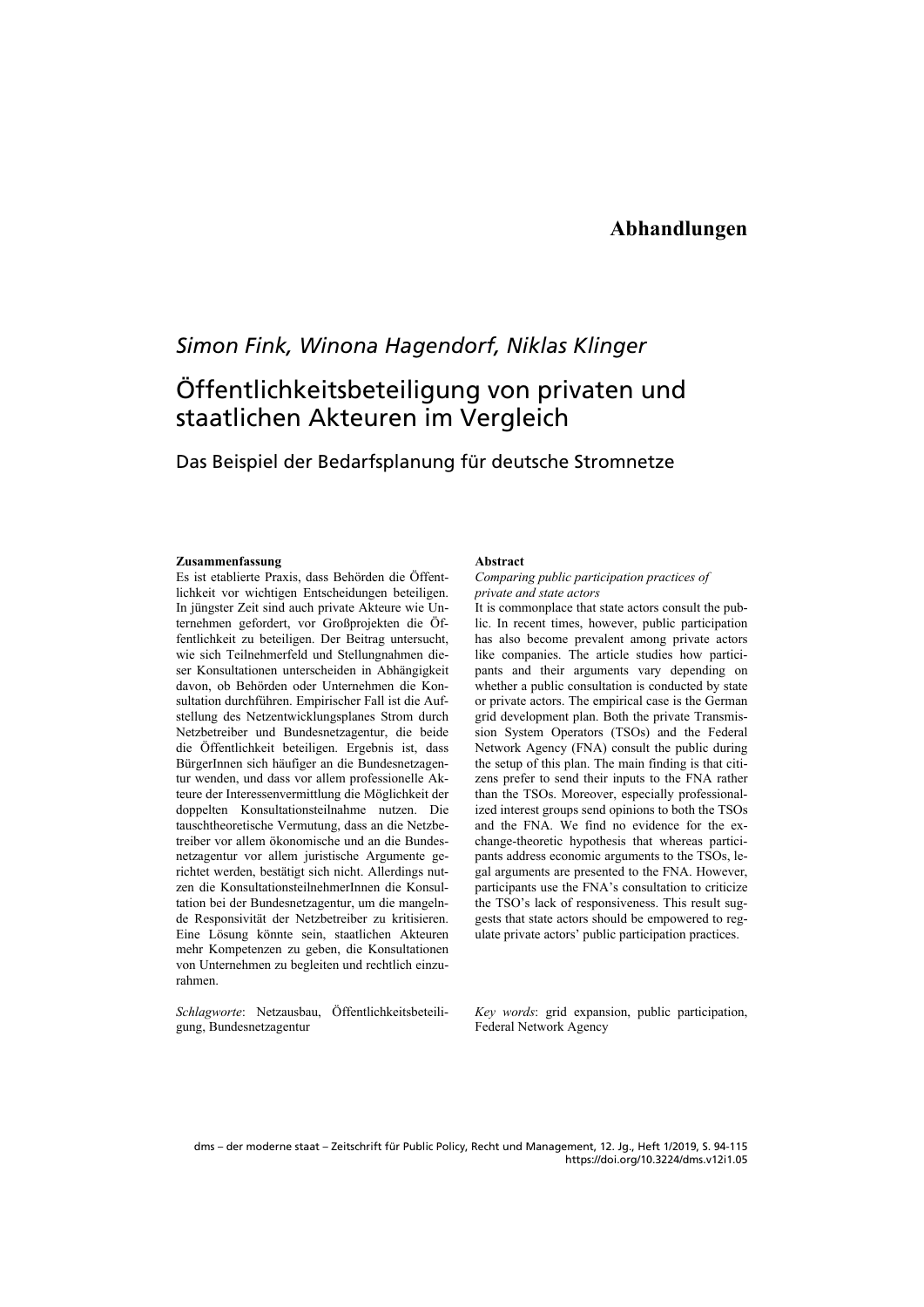# Abhandlungen

*Simon Fink, Winona Hagendorf, Niklas Klinger*

## Öffentlichkeitsbeteiligung von privaten und staatlichen Akteuren im Vergleich

### Das Beispiel der Bedarfsplanung für deutsche Stromnetze

**Zusammenfassung**

Es ist etablierte Praxis, dass Behörden die Öffentlichkeit vor wichtigen Entscheidungen beteiligen. In jüngster Zeit sind auch private Akteure wie Unternehmen gefordert, vor Großprojekten die Öffentlichkeit zu beteiligen. Der Beitrag untersucht, wie sich Teilnehmerfeld und Stellungnahmen dieser Konsultationen unterscheiden in Abhängigkeit davon, ob Behörden oder Unternehmen die Konsultation durchführen. Empirischer Fall ist die Aufstellung des Netzentwicklungsplanes Strom durch Netzbetreiber und Bundesnetzagentur, die beide die Öffentlichkeit beteiligen. Ergebnis ist, dass BürgerInnen sich häufiger an die Bundesnetzagentur wenden, und dass vor allem professionelle Akteure der Interessenvermittlung die Möglichkeit der doppelten Konsultationsteilnahme nutzen. Die tauschtheoretische Vermutung, dass an die Netzbetreiber vor allem ökonomische und an die Bundesnetzagentur vor allem juristische Argumente gerichtet werden, bestätigt sich nicht. Allerdings nutzen die KonsultationsteilnehmerInnen die Konsultation bei der Bundesnetzagentur, um die mangelnde Responsivität der Netzbetreiber zu kritisieren. Eine Lösung könnte sein, staatlichen Akteuren mehr Kompetenzen zu geben, die Konsultationen von Unternehmen zu begleiten und rechtlich einzurahmen.

*Schlagworte*: Netzausbau, Öffentlichkeitsbeteiligung, Bundesnetzagentur

**Abstract**

*Comparing public participation practices of private and state actors*

It is commonplace that state actors consult the public. In recent times, however, public participation has also become prevalent among private actors like companies. The article studies how participants and their arguments vary depending on whether a public consultation is conducted by state or private actors. The empirical case is the German grid development plan. Both the private Transmission System Operators (TSOs) and the Federal Network Agency (FNA) consult the public during the setup of this plan. The main finding is that citizens prefer to send their inputs to the FNA rather than the TSOs. Moreover, especially professionalized interest groups send opinions to both the TSOs and the FNA. We find no evidence for the exchange-theoretic hypothesis that whereas participants address economic arguments to the TSOs, legal arguments are presented to the FNA. However, participants use the FNA's consultation to criticize the TSO's lack of responsiveness. This result suggests that state actors should be empowered to regulate private actors' public participation practices.

*Key words*: grid expansion, public participation, Federal Network Agency

dms – der moderne staat – Zeitschrift für Public Policy, Recht und Management, 12. Jg., Heft 1/2019, S. 94-115
https://doi.org/10.3224/dms.v12i1.05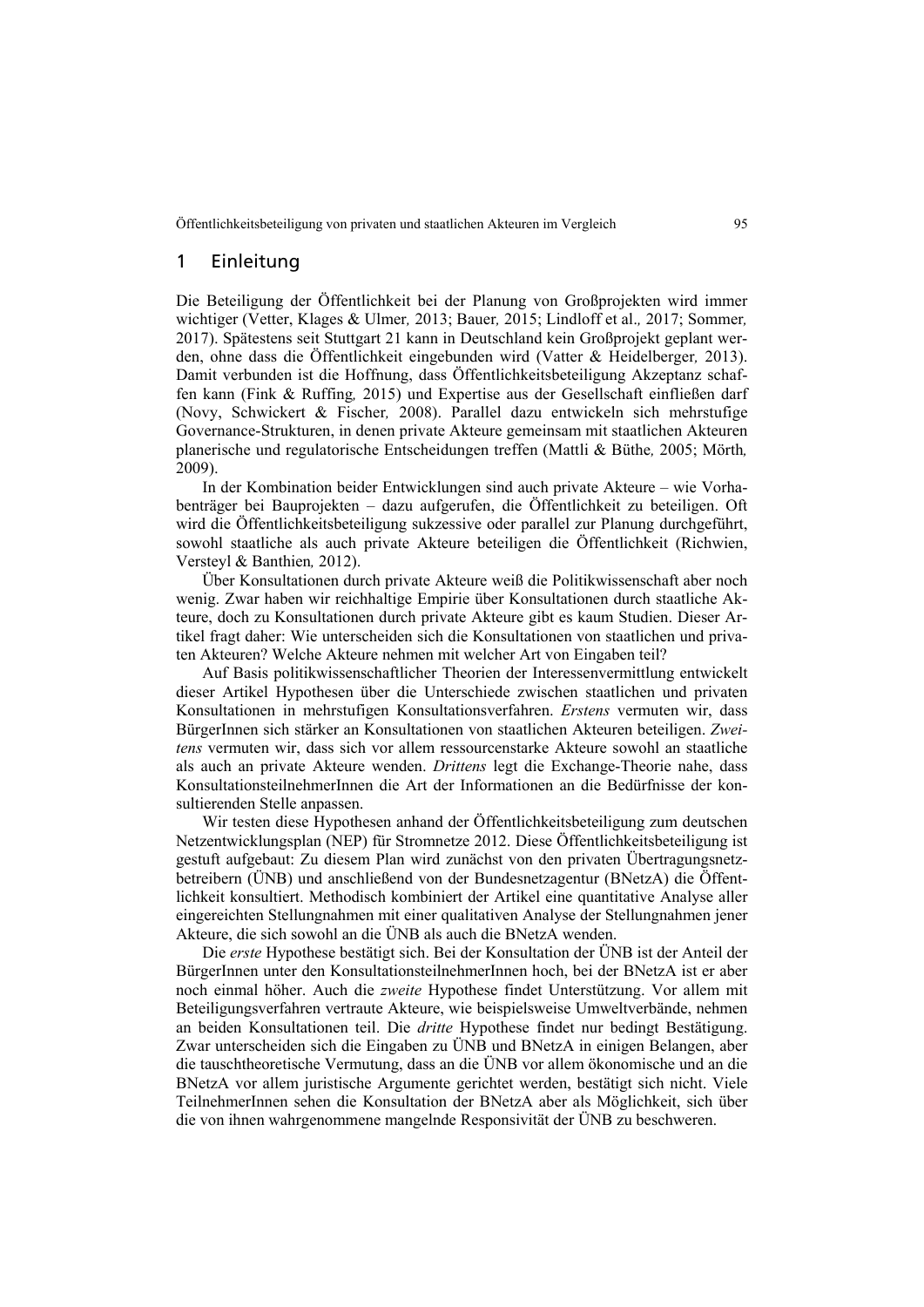## 1 Einleitung

Die Beteiligung der Öffentlichkeit bei der Planung von Großprojekten wird immer wichtiger (Vetter, Klages & Ulmer, 2013; Bauer, 2015; Lindloff et al., 2017; Sommer, 2017). Spätestens seit Stuttgart 21 kann in Deutschland kein Großprojekt geplant werden, ohne dass die Öffentlichkeit eingebunden wird (Vatter & Heidelberger, 2013). Damit verbunden ist die Hoffnung, dass Öffentlichkeitsbeteiligung Akzeptanz schaffen kann (Fink & Ruffing, 2015) und Expertise aus der Gesellschaft einfließen darf (Novy, Schwickert & Fischer, 2008). Parallel dazu entwickeln sich mehrstufige Governance-Strukturen, in denen private Akteure gemeinsam mit staatlichen Akteuren planerische und regulatorische Entscheidungen treffen (Mattli & Büthe, 2005; Mörth, 2009).

In der Kombination beider Entwicklungen sind auch private Akteure – wie Vorhabenträger bei Bauprojekten – dazu aufgerufen, die Öffentlichkeit zu beteiligen. Oft wird die Öffentlichkeitsbeteiligung sukzessive oder parallel zur Planung durchgeführt, sowohl staatliche als auch private Akteure beteiligen die Öffentlichkeit (Richwien, Versteyl & Banthien, 2012).

Über Konsultationen durch private Akteure weiß die Politikwissenschaft aber noch wenig. Zwar haben wir reichhaltige Empirie über Konsultationen durch staatliche Akteure, doch zu Konsultationen durch private Akteure gibt es kaum Studien. Dieser Artikel fragt daher: Wie unterscheiden sich die Konsultationen von staatlichen und privaten Akteuren? Welche Akteure nehmen mit welcher Art von Eingaben teil?

Auf Basis politikwissenschaftlicher Theorien der Interessenvermittlung entwickelt dieser Artikel Hypothesen über die Unterschiede zwischen staatlichen und privaten Konsultationen in mehrstufigen Konsultationsverfahren. *Erstens* vermuten wir, dass BürgerInnen sich stärker an Konsultationen von staatlichen Akteuren beteiligen. *Zweitens* vermuten wir, dass sich vor allem ressourcenstarke Akteure sowohl an staatliche als auch an private Akteure wenden. *Drittens* legt die Exchange-Theorie nahe, dass KonsultationsteilnehmerInnen die Art der Informationen an die Bedürfnisse der konsultierenden Stelle anpassen.

Wir testen diese Hypothesen anhand der Öffentlichkeitsbeteiligung zum deutschen Netzentwicklungsplan (NEP) für Stromnetze 2012. Diese Öffentlichkeitsbeteiligung ist gestuft aufgebaut: Zu diesem Plan wird zunächst von den privaten Übertragungsnetzbetreibern (ÜNB) und anschließend von der Bundesnetzagentur (BNetzA) die Öffentlichkeit konsultiert. Methodisch kombiniert der Artikel eine quantitative Analyse aller eingereichten Stellungnahmen mit einer qualitativen Analyse der Stellungnahmen jener Akteure, die sich sowohl an die ÜNB als auch die BNetzA wenden.

Die *erste* Hypothese bestätigt sich. Bei der Konsultation der ÜNB ist der Anteil der BürgerInnen unter den KonsultationsteilnehmerInnen hoch, bei der BNetzA ist er aber noch einmal höher. Auch die *zweite* Hypothese findet Unterstützung. Vor allem mit Beteiligungsverfahren vertraute Akteure, wie beispielsweise Umweltverbände, nehmen an beiden Konsultationen teil. Die *dritte* Hypothese findet nur bedingt Bestätigung. Zwar unterscheiden sich die Eingaben zu ÜNB und BNetzA in einigen Belangen, aber die tauschtheoretische Vermutung, dass an die ÜNB vor allem ökonomische und an die BNetzA vor allem juristische Argumente gerichtet werden, bestätigt sich nicht. Viele TeilnehmerInnen sehen die Konsultation der BNetzA aber als Möglichkeit, sich über die von ihnen wahrgenommene mangelnde Responsivität der ÜNB zu beschweren.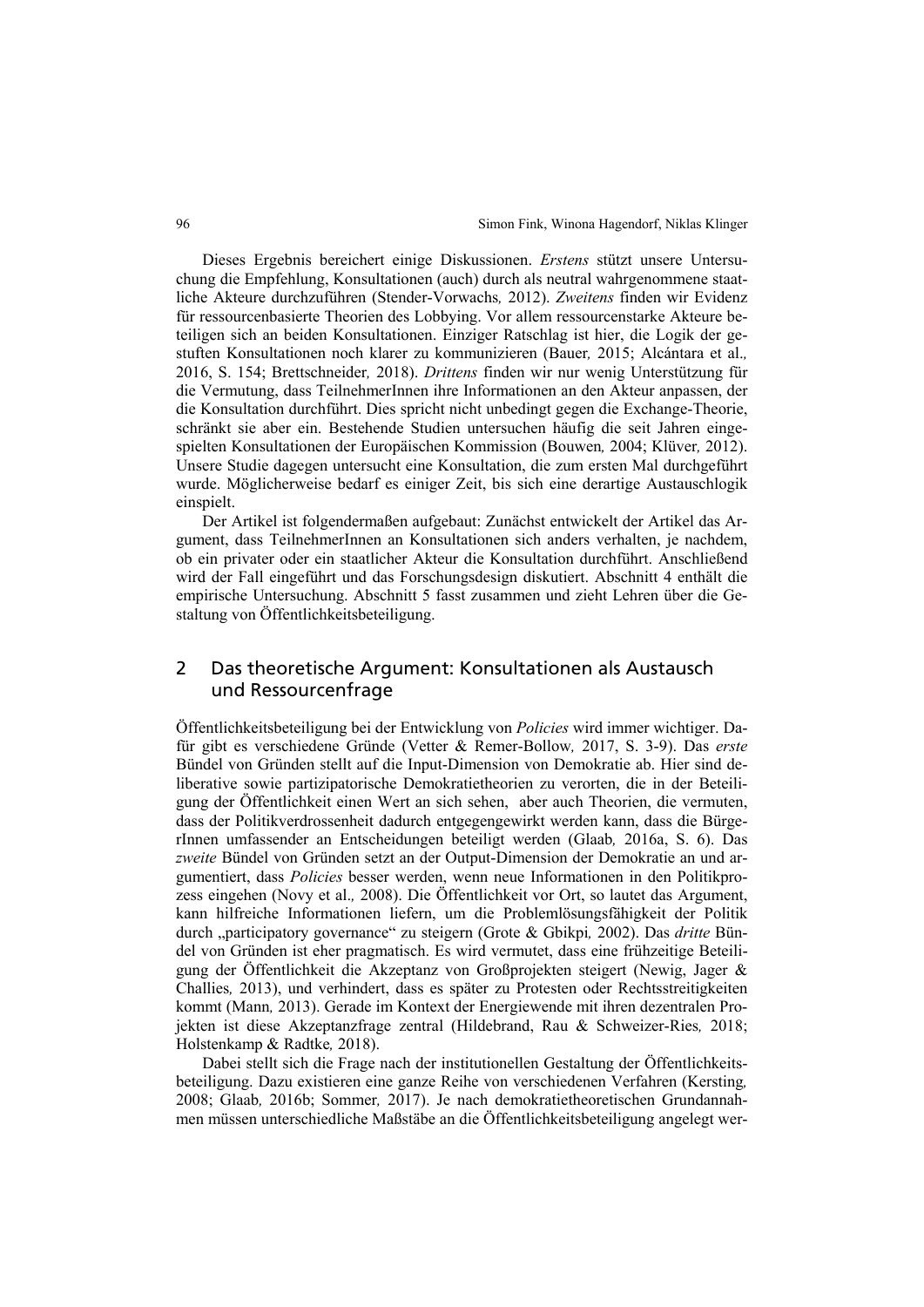Dieses Ergebnis bereichert einige Diskussionen. *Erstens* stützt unsere Untersuchung die Empfehlung, Konsultationen (auch) durch als neutral wahrgenommene staatliche Akteure durchzuführen (Stender-Vorwachs*,* 2012). *Zweitens* finden wir Evidenz für ressourcenbasierte Theorien des Lobbying. Vor allem ressourcenstarke Akteure beteiligen sich an beiden Konsultationen. Einziger Ratschlag ist hier, die Logik der gestuften Konsultationen noch klarer zu kommunizieren (Bauer*,* 2015; Alcántara et al.*,* 2016, S. 154; Brettschneider*,* 2018). *Drittens* finden wir nur wenig Unterstützung für die Vermutung, dass TeilnehmerInnen ihre Informationen an den Akteur anpassen, der die Konsultation durchführt. Dies spricht nicht unbedingt gegen die Exchange-Theorie, schränkt sie aber ein. Bestehende Studien untersuchen häufig die seit Jahren eingespielten Konsultationen der Europäischen Kommission (Bouwen*,* 2004; Klüver*,* 2012). Unsere Studie dagegen untersucht eine Konsultation, die zum ersten Mal durchgeführt wurde. Möglicherweise bedarf es einiger Zeit, bis sich eine derartige Austauschlogik einspielt.

Der Artikel ist folgendermaßen aufgebaut: Zunächst entwickelt der Artikel das Argument, dass TeilnehmerInnen an Konsultationen sich anders verhalten, je nachdem, ob ein privater oder ein staatlicher Akteur die Konsultation durchführt. Anschließend wird der Fall eingeführt und das Forschungsdesign diskutiert. Abschnitt 4 enthält die empirische Untersuchung. Abschnitt 5 fasst zusammen und zieht Lehren über die Gestaltung von Öffentlichkeitsbeteiligung.

## 2 Das theoretische Argument: Konsultationen als Austausch und Ressourcenfrage

Öffentlichkeitsbeteiligung bei der Entwicklung von *Policies* wird immer wichtiger. Dafür gibt es verschiedene Gründe (Vetter & Remer-Bollow*,* 2017, S. 3-9). Das *erste* Bündel von Gründen stellt auf die Input-Dimension von Demokratie ab. Hier sind deliberative sowie partizipatorische Demokratietheorien zu verorten, die in der Beteiligung der Öffentlichkeit einen Wert an sich sehen, aber auch Theorien, die vermuten, dass der Politikverdrossenheit dadurch entgegengewirkt werden kann, dass die BürgerInnen umfassender an Entscheidungen beteiligt werden (Glaab*,* 2016a, S. 6). Das *zweite* Bündel von Gründen setzt an der Output-Dimension der Demokratie an und argumentiert, dass *Policies* besser werden, wenn neue Informationen in den Politikprozess eingehen (Novy et al.*,* 2008). Die Öffentlichkeit vor Ort, so lautet das Argument, kann hilfreiche Informationen liefern, um die Problemlösungsfähigkeit der Politik durch „participatory governance" zu steigern (Grote & Gbikpi*,* 2002). Das *dritte* Bündel von Gründen ist eher pragmatisch. Es wird vermutet, dass eine frühzeitige Beteiligung der Öffentlichkeit die Akzeptanz von Großprojekten steigert (Newig, Jager & Challies*,* 2013), und verhindert, dass es später zu Protesten oder Rechtsstreitigkeiten kommt (Mann*,* 2013). Gerade im Kontext der Energiewende mit ihren dezentralen Projekten ist diese Akzeptanzfrage zentral (Hildebrand, Rau & Schweizer-Ries*,* 2018; Holstenkamp & Radtke*,* 2018).

Dabei stellt sich die Frage nach der institutionellen Gestaltung der Öffentlichkeitsbeteiligung. Dazu existieren eine ganze Reihe von verschiedenen Verfahren (Kersting*,* 2008; Glaab*,* 2016b; Sommer*,* 2017). Je nach demokratietheoretischen Grundannahmen müssen unterschiedliche Maßstäbe an die Öffentlichkeitsbeteiligung angelegt wer-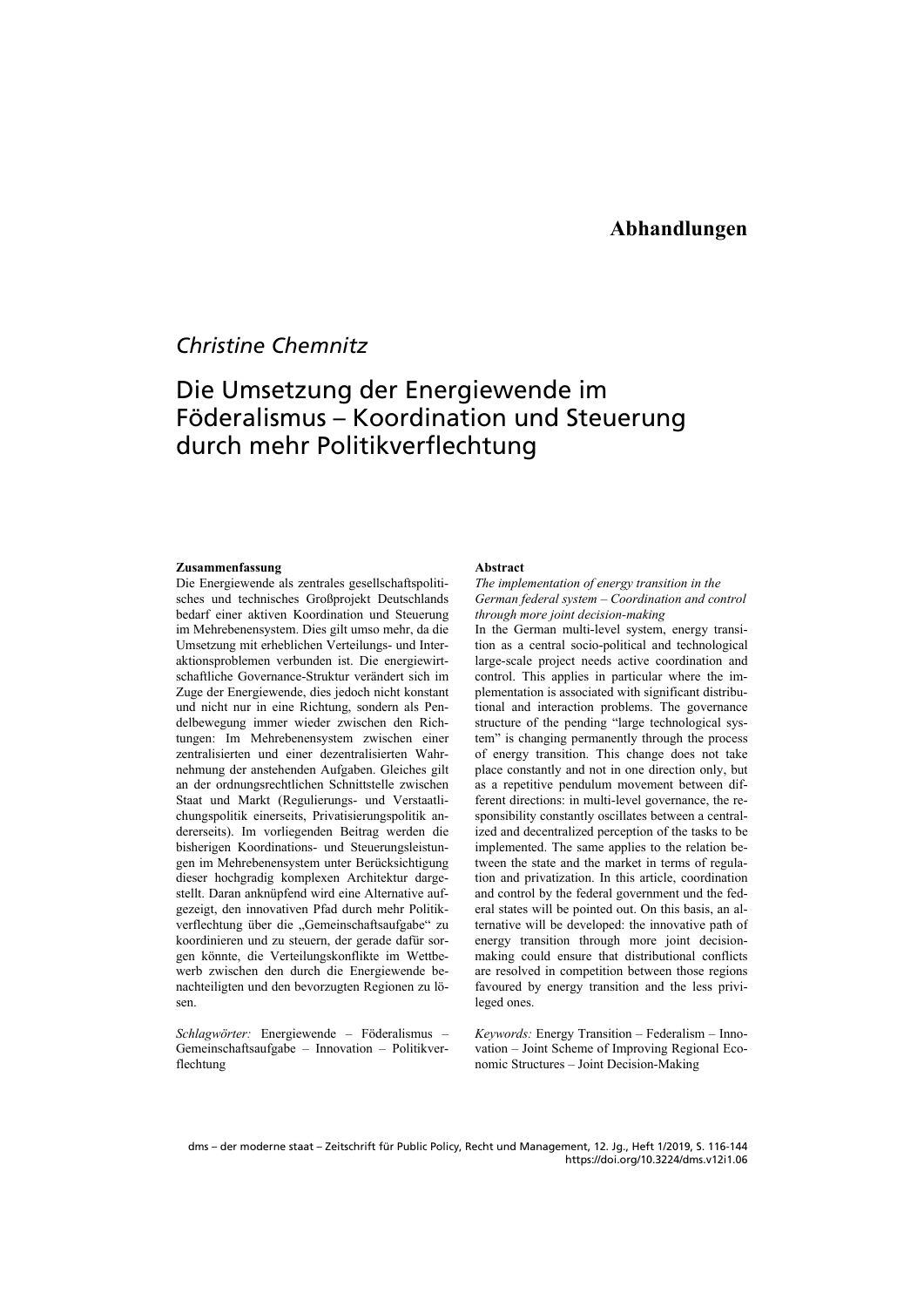# Abhandlungen

*Christine Chemnitz*

## Die Umsetzung der Energiewende im Föderalismus – Koordination und Steuerung durch mehr Politikverflechtung

**Zusammenfassung**

Die Energiewende als zentrales gesellschaftspolitisches und technisches Großprojekt Deutschlands bedarf einer aktiven Koordination und Steuerung im Mehrebenensystem. Dies gilt umso mehr, da die Umsetzung mit erheblichen Verteilungs- und Interaktionsproblemen verbunden ist. Die energiewirtschaftliche Governance-Struktur verändert sich im Zuge der Energiewende, dies jedoch nicht konstant und nicht nur in eine Richtung, sondern als Pendelbewegung immer wieder zwischen den Richtungen: Im Mehrebenensystem zwischen einer zentralisierten und einer dezentralisierten Wahrnehmung der anstehenden Aufgaben. Gleiches gilt an der ordnungsrechtlichen Schnittstelle zwischen Staat und Markt (Regulierungs- und Verstaatlichungspolitik einerseits, Privatisierungspolitik andererseits). Im vorliegenden Beitrag werden die bisherigen Koordinations- und Steuerungsleistungen im Mehrebenensystem unter Berücksichtigung dieser hochgradig komplexen Architektur dargestellt. Daran anknüpfend wird eine Alternative aufgezeigt, den innovativen Pfad durch mehr Politikverflechtung über die „Gemeinschaftsaufgabe" zu koordinieren und zu steuern, der gerade dafür sorgen könnte, die Verteilungskonflikte im Wettbewerb zwischen den durch die Energiewende benachteiligten und den bevorzugten Regionen zu lösen.

*Schlagwörter:* Energiewende – Föderalismus – Gemeinschaftsaufgabe – Innovation – Politikverflechtung

**Abstract**

*The implementation of energy transition in the German federal system – Coordination and control through more joint decision-making*

In the German multi-level system, energy transition as a central socio-political and technological large-scale project needs active coordination and control. This applies in particular where the implementation is associated with significant distributional and interaction problems. The governance structure of the pending "large technological system" is changing permanently through the process of energy transition. This change does not take place constantly and not in one direction only, but as a repetitive pendulum movement between different directions: in multi-level governance, the responsibility constantly oscillates between a centralized and decentralized perception of the tasks to be implemented. The same applies to the relation between the state and the market in terms of regulation and privatization. In this article, coordination and control by the federal government und the federal states will be pointed out. On this basis, an alternative will be developed: the innovative path of energy transition through more joint decision-making could ensure that distributional conflicts are resolved in competition between those regions favoured by energy transition and the less privileged ones.

*Keywords:* Energy Transition – Federalism – Innovation – Joint Scheme of Improving Regional Economic Structures – Joint Decision-Making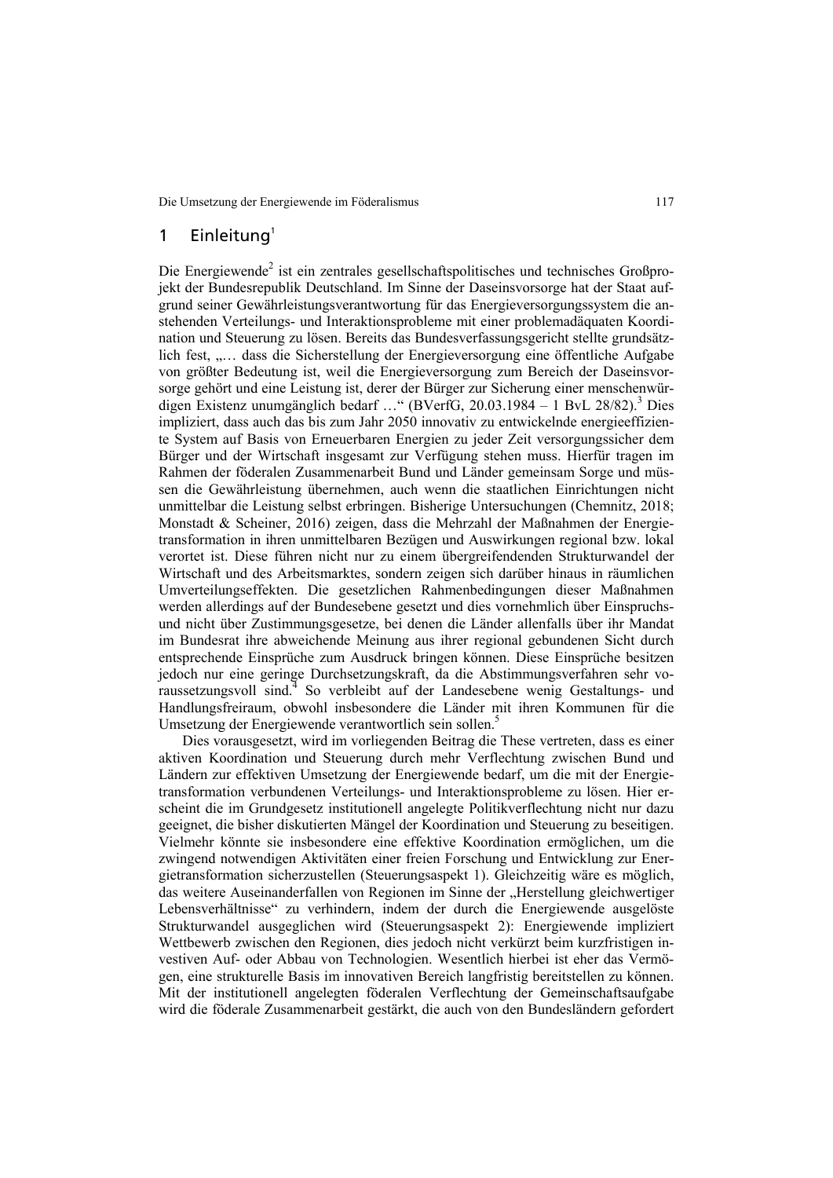## 1 Einleitung[1]

Die Energiewende[2] ist ein zentrales gesellschaftspolitisches und technisches Großprojekt der Bundesrepublik Deutschland. Im Sinne der Daseinsvorsorge hat der Staat aufgrund seiner Gewährleistungsverantwortung für das Energieversorgungssystem die anstehenden Verteilungs- und Interaktionsprobleme mit einer problemadäquaten Koordination und Steuerung zu lösen. Bereits das Bundesverfassungsgericht stellte grundsätzlich fest, „… dass die Sicherstellung der Energieversorgung eine öffentliche Aufgabe von größter Bedeutung ist, weil die Energieversorgung zum Bereich der Daseinsvorsorge gehört und eine Leistung ist, derer der Bürger zur Sicherung einer menschenwürdigen Existenz unumgänglich bedarf …" (BVerfG, 20.03.1984 – 1 BvL 28/82).[3] Dies impliziert, dass auch das bis zum Jahr 2050 innovativ zu entwickelnde energieeffiziente System auf Basis von Erneuerbaren Energien zu jeder Zeit versorgungssicher dem Bürger und der Wirtschaft insgesamt zur Verfügung stehen muss. Hierfür tragen im Rahmen der föderalen Zusammenarbeit Bund und Länder gemeinsam Sorge und müssen die Gewährleistung übernehmen, auch wenn die staatlichen Einrichtungen nicht unmittelbar die Leistung selbst erbringen. Bisherige Untersuchungen (Chemnitz, 2018; Monstadt & Scheiner, 2016) zeigen, dass die Mehrzahl der Maßnahmen der Energietransformation in ihren unmittelbaren Bezügen und Auswirkungen regional bzw. lokal verortet ist. Diese führen nicht nur zu einem übergreifendenden Strukturwandel der Wirtschaft und des Arbeitsmarktes, sondern zeigen sich darüber hinaus in räumlichen Umverteilungseffekten. Die gesetzlichen Rahmenbedingungen dieser Maßnahmen werden allerdings auf der Bundesebene gesetzt und dies vornehmlich über Einspruchs- und nicht über Zustimmungsgesetze, bei denen die Länder allenfalls über ihr Mandat im Bundesrat ihre abweichende Meinung aus ihrer regional gebundenen Sicht durch entsprechende Einsprüche zum Ausdruck bringen können. Diese Einsprüche besitzen jedoch nur eine geringe Durchsetzungskraft, da die Abstimmungsverfahren sehr voraussetzungsvoll sind.[4] So verbleibt auf der Landesebene wenig Gestaltungs- und Handlungsfreiraum, obwohl insbesondere die Länder mit ihren Kommunen für die Umsetzung der Energiewende verantwortlich sein sollen.[5]

Dies vorausgesetzt, wird im vorliegenden Beitrag die These vertreten, dass es einer aktiven Koordination und Steuerung durch mehr Verflechtung zwischen Bund und Ländern zur effektiven Umsetzung der Energiewende bedarf, um die mit der Energietransformation verbundenen Verteilungs- und Interaktionsprobleme zu lösen. Hier erscheint die im Grundgesetz institutionell angelegte Politikverflechtung nicht nur dazu geeignet, die bisher diskutierten Mängel der Koordination und Steuerung zu beseitigen. Vielmehr könnte sie insbesondere eine effektive Koordination ermöglichen, um die zwingend notwendigen Aktivitäten einer freien Forschung und Entwicklung zur Energietransformation sicherzustellen (Steuerungsaspekt 1). Gleichzeitig wäre es möglich, das weitere Auseinanderfallen von Regionen im Sinne der „Herstellung gleichwertiger Lebensverhältnisse" zu verhindern, indem der durch die Energiewende ausgelöste Strukturwandel ausgeglichen wird (Steuerungsaspekt 2): Energiewende impliziert Wettbewerb zwischen den Regionen, dies jedoch nicht verkürzt beim kurzfristigen investiven Auf- oder Abbau von Technologien. Wesentlich hierbei ist eher das Vermögen, eine strukturelle Basis im innovativen Bereich langfristig bereitstellen zu können. Mit der institutionell angelegten föderalen Verflechtung der Gemeinschaftsaufgabe wird die föderale Zusammenarbeit gestärkt, die auch von den Bundesländern gefordert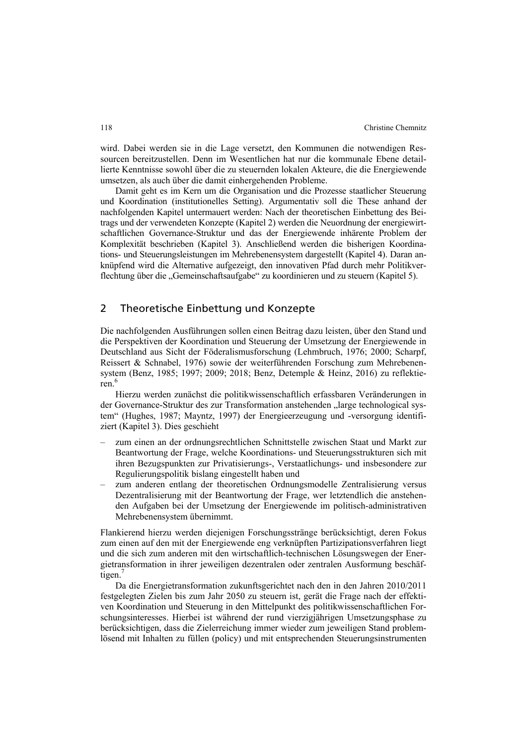wird. Dabei werden sie in die Lage versetzt, den Kommunen die notwendigen Ressourcen bereitzustellen. Denn im Wesentlichen hat nur die kommunale Ebene detaillierte Kenntnisse sowohl über die zu steuernden lokalen Akteure, die die Energiewende umsetzen, als auch über die damit einhergehenden Probleme.

Damit geht es im Kern um die Organisation und die Prozesse staatlicher Steuerung und Koordination (institutionelles Setting). Argumentativ soll die These anhand der nachfolgenden Kapitel untermauert werden: Nach der theoretischen Einbettung des Beitrags und der verwendeten Konzepte (Kapitel 2) werden die Neuordnung der energiewirtschaftlichen Governance-Struktur und das der Energiewende inhärente Problem der Komplexität beschrieben (Kapitel 3). Anschließend werden die bisherigen Koordinations- und Steuerungsleistungen im Mehrebenensystem dargestellt (Kapitel 4). Daran anknüpfend wird die Alternative aufgezeigt, den innovativen Pfad durch mehr Politikverflechtung über die „Gemeinschaftsaufgabe" zu koordinieren und zu steuern (Kapitel 5).

## 2 Theoretische Einbettung und Konzepte

Die nachfolgenden Ausführungen sollen einen Beitrag dazu leisten, über den Stand und die Perspektiven der Koordination und Steuerung der Umsetzung der Energiewende in Deutschland aus Sicht der Föderalismusforschung (Lehmbruch, 1976; 2000; Scharpf, Reissert & Schnabel, 1976) sowie der weiterführenden Forschung zum Mehrebenensystem (Benz, 1985; 1997; 2009; 2018; Benz, Detemple & Heinz, 2016) zu reflektieren.[6]

Hierzu werden zunächst die politikwissenschaftlich erfassbaren Veränderungen in der Governance-Struktur des zur Transformation anstehenden „large technological system" (Hughes, 1987; Mayntz, 1997) der Energieerzeugung und -versorgung identifiziert (Kapitel 3). Dies geschieht

- zum einen an der ordnungsrechtlichen Schnittstelle zwischen Staat und Markt zur Beantwortung der Frage, welche Koordinations- und Steuerungsstrukturen sich mit ihren Bezugspunkten zur Privatisierungs-, Verstaatlichungs- und insbesondere zur Regulierungspolitik bislang eingestellt haben und
- zum anderen entlang der theoretischen Ordnungsmodelle Zentralisierung versus Dezentralisierung mit der Beantwortung der Frage, wer letztendlich die anstehenden Aufgaben bei der Umsetzung der Energiewende im politisch-administrativen Mehrebenensystem übernimmt.

Flankierend hierzu werden diejenigen Forschungsstränge berücksichtigt, deren Fokus zum einen auf den mit der Energiewende eng verknüpften Partizipationsverfahren liegt und die sich zum anderen mit den wirtschaftlich-technischen Lösungswegen der Energietransformation in ihrer jeweiligen dezentralen oder zentralen Ausformung beschäftigen.[7]

Da die Energietransformation zukunftsgerichtet nach den in den Jahren 2010/2011 festgelegten Zielen bis zum Jahr 2050 zu steuern ist, gerät die Frage nach der effektiven Koordination und Steuerung in den Mittelpunkt des politikwissenschaftlichen Forschungsinteresses. Hierbei ist während der rund vierzigjährigen Umsetzungsphase zu berücksichtigen, dass die Zielerreichung immer wieder zum jeweiligen Stand problemlösend mit Inhalten zu füllen (policy) und mit entsprechenden Steuerungsinstrumenten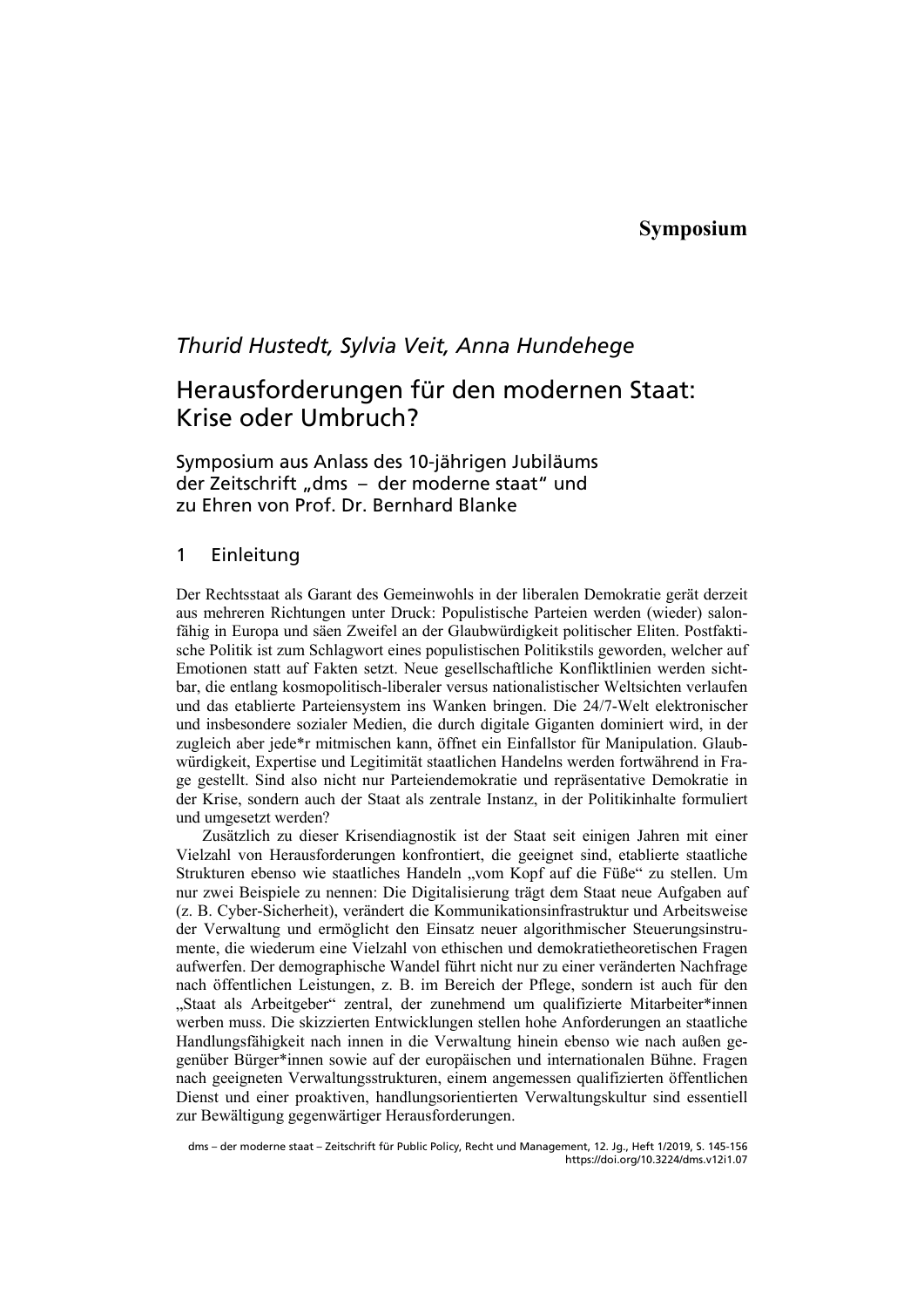**Symposium**

*Thurid Hustedt, Sylvia Veit, Anna Hundehege*

# Herausforderungen für den modernen Staat: Krise oder Umbruch?

## Symposium aus Anlass des 10-jährigen Jubiläums der Zeitschrift „dms – der moderne staat" und zu Ehren von Prof. Dr. Bernhard Blanke

## 1 Einleitung

Der Rechtsstaat als Garant des Gemeinwohls in der liberalen Demokratie gerät derzeit aus mehreren Richtungen unter Druck: Populistische Parteien werden (wieder) salonfähig in Europa und säen Zweifel an der Glaubwürdigkeit politischer Eliten. Postfaktische Politik ist zum Schlagwort eines populistischen Politikstils geworden, welcher auf Emotionen statt auf Fakten setzt. Neue gesellschaftliche Konfliktlinien werden sichtbar, die entlang kosmopolitisch-liberaler versus nationalistischer Weltsichten verlaufen und das etablierte Parteiensystem ins Wanken bringen. Die 24/7-Welt elektronischer und insbesondere sozialer Medien, die durch digitale Giganten dominiert wird, in der zugleich aber jede*r mitmischen kann, öffnet ein Einfallstor für Manipulation. Glaubwürdigkeit, Expertise und Legitimität staatlichen Handelns werden fortwährend in Frage gestellt. Sind also nicht nur Parteiendemokratie und repräsentative Demokratie in der Krise, sondern auch der Staat als zentrale Instanz, in der Politikinhalte formuliert und umgesetzt werden?

Zusätzlich zu dieser Krisendiagnostik ist der Staat seit einigen Jahren mit einer Vielzahl von Herausforderungen konfrontiert, die geeignet sind, etablierte staatliche Strukturen ebenso wie staatliches Handeln „vom Kopf auf die Füße" zu stellen. Um nur zwei Beispiele zu nennen: Die Digitalisierung trägt dem Staat neue Aufgaben auf (z. B. Cyber-Sicherheit), verändert die Kommunikationsinfrastruktur und Arbeitsweise der Verwaltung und ermöglicht den Einsatz neuer algorithmischer Steuerungsinstrumente, die wiederum eine Vielzahl von ethischen und demokratietheoretischen Fragen aufwerfen. Der demographische Wandel führt nicht nur zu einer veränderten Nachfrage nach öffentlichen Leistungen, z. B. im Bereich der Pflege, sondern ist auch für den „Staat als Arbeitgeber" zentral, der zunehmend um qualifizierte Mitarbeiter*innen werben muss. Die skizzierten Entwicklungen stellen hohe Anforderungen an staatliche Handlungsfähigkeit nach innen in die Verwaltung hinein ebenso wie nach außen gegenüber Bürger*innen sowie auf der europäischen und internationalen Bühne. Fragen nach geeigneten Verwaltungsstrukturen, einem angemessen qualifizierten öffentlichen Dienst und einer proaktiven, handlungsorientierten Verwaltungskultur sind essentiell zur Bewältigung gegenwärtiger Herausforderungen.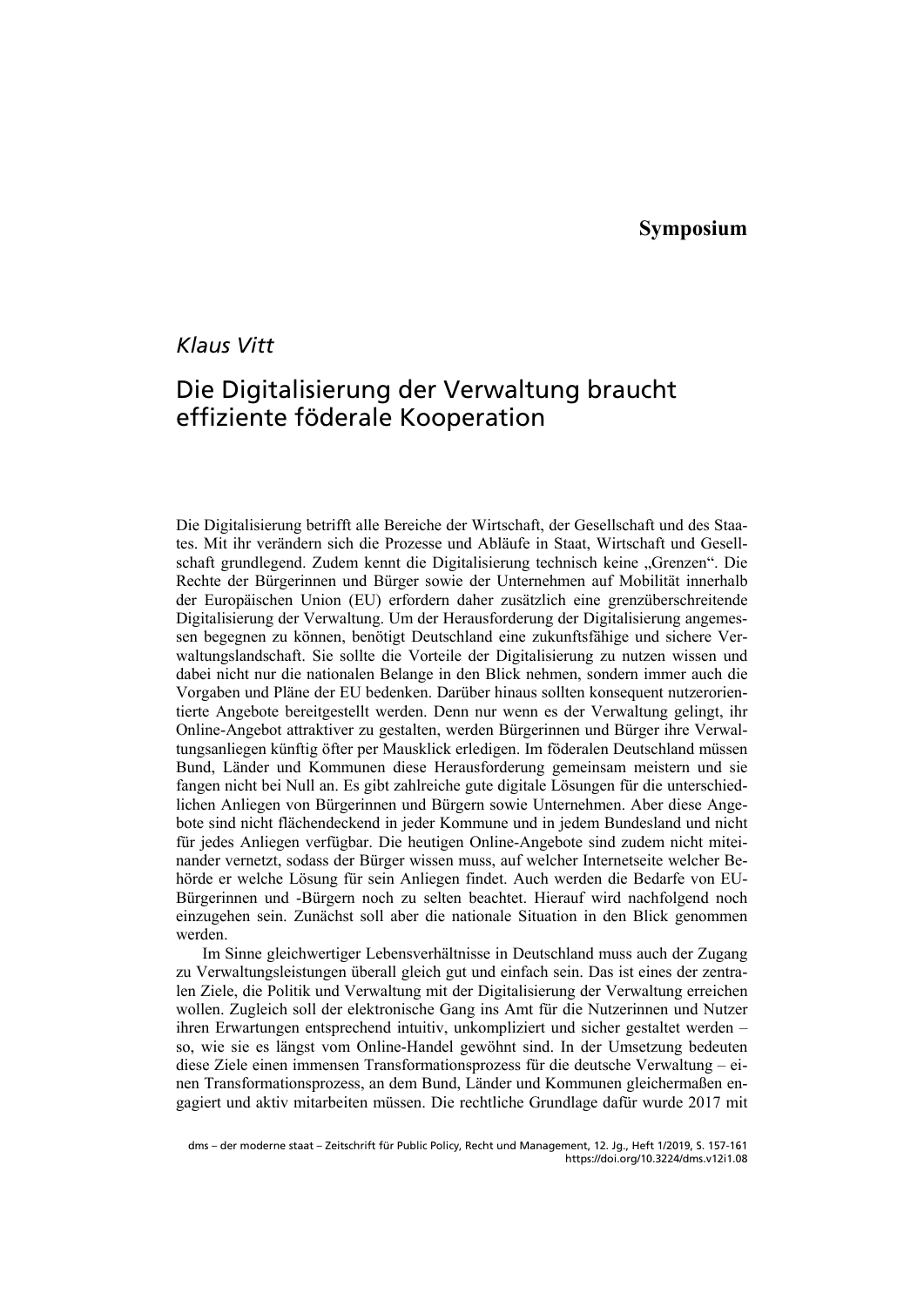**Symposium**

*Klaus Vitt*

# Die Digitalisierung der Verwaltung braucht effiziente föderale Kooperation

Die Digitalisierung betrifft alle Bereiche der Wirtschaft, der Gesellschaft und des Staates. Mit ihr verändern sich die Prozesse und Abläufe in Staat, Wirtschaft und Gesellschaft grundlegend. Zudem kennt die Digitalisierung technisch keine „Grenzen". Die Rechte der Bürgerinnen und Bürger sowie der Unternehmen auf Mobilität innerhalb der Europäischen Union (EU) erfordern daher zusätzlich eine grenzüberschreitende Digitalisierung der Verwaltung. Um der Herausforderung der Digitalisierung angemessen begegnen zu können, benötigt Deutschland eine zukunftsfähige und sichere Verwaltungslandschaft. Sie sollte die Vorteile der Digitalisierung zu nutzen wissen und dabei nicht nur die nationalen Belange in den Blick nehmen, sondern immer auch die Vorgaben und Pläne der EU bedenken. Darüber hinaus sollten konsequent nutzerorientierte Angebote bereitgestellt werden. Denn nur wenn es der Verwaltung gelingt, ihr Online-Angebot attraktiver zu gestalten, werden Bürgerinnen und Bürger ihre Verwaltungsanliegen künftig öfter per Mausklick erledigen. Im föderalen Deutschland müssen Bund, Länder und Kommunen diese Herausforderung gemeinsam meistern und sie fangen nicht bei Null an. Es gibt zahlreiche gute digitale Lösungen für die unterschiedlichen Anliegen von Bürgerinnen und Bürgern sowie Unternehmen. Aber diese Angebote sind nicht flächendeckend in jeder Kommune und in jedem Bundesland und nicht für jedes Anliegen verfügbar. Die heutigen Online-Angebote sind zudem nicht miteinander vernetzt, sodass der Bürger wissen muss, auf welcher Internetseite welcher Behörde er welche Lösung für sein Anliegen findet. Auch werden die Bedarfe von EU-Bürgerinnen und -Bürgern noch zu selten beachtet. Hierauf wird nachfolgend noch einzugehen sein. Zunächst soll aber die nationale Situation in den Blick genommen werden.

Im Sinne gleichwertiger Lebensverhältnisse in Deutschland muss auch der Zugang zu Verwaltungsleistungen überall gleich gut und einfach sein. Das ist eines der zentralen Ziele, die Politik und Verwaltung mit der Digitalisierung der Verwaltung erreichen wollen. Zugleich soll der elektronische Gang ins Amt für die Nutzerinnen und Nutzer ihren Erwartungen entsprechend intuitiv, unkompliziert und sicher gestaltet werden – so, wie sie es längst vom Online-Handel gewöhnt sind. In der Umsetzung bedeuten diese Ziele einen immensen Transformationsprozess für die deutsche Verwaltung – einen Transformationsprozess, an dem Bund, Länder und Kommunen gleichermaßen engagiert und aktiv mitarbeiten müssen. Die rechtliche Grundlage dafür wurde 2017 mit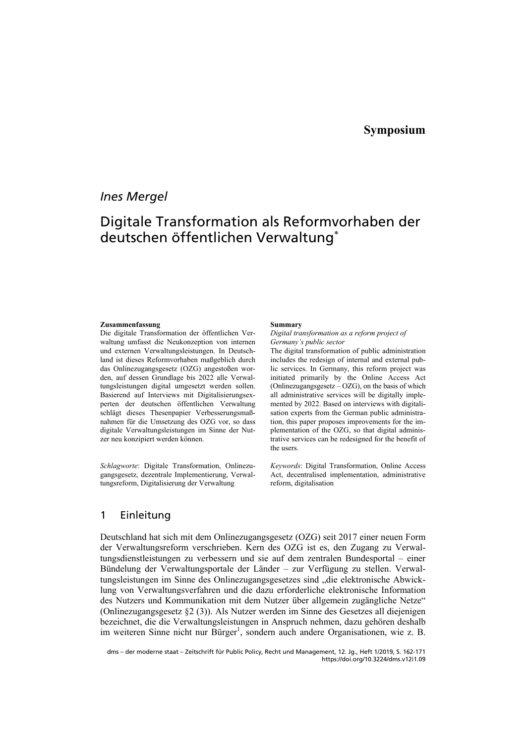**Symposium**

*Ines Mergel*

# Digitale Transformation als Reformvorhaben der deutschen öffentlichen Verwaltung*

**Zusammenfassung**

Die digitale Transformation der öffentlichen Verwaltung umfasst die Neukonzeption von internen und externen Verwaltungsleistungen. In Deutschland ist dieses Reformvorhaben maßgeblich durch das Onlinezugangsgesetz (OZG) angestoßen worden, auf dessen Grundlage bis 2022 alle Verwaltungsleistungen digital umgesetzt werden sollen. Basierend auf Interviews mit Digitalisierungsexperten der deutschen öffentlichen Verwaltung schlägt dieses Thesenpapier Verbesserungsmaßnahmen für die Umsetzung des OZG vor, so dass digitale Verwaltungsleistungen im Sinne der Nutzer neu konzipiert werden können.

*Schlagworte*: Digitale Transformation, Onlinezugangsgesetz, dezentrale Implementierung, Verwaltungsreform, Digitalisierung der Verwaltung

**Summary**

*Digital transformation as a reform project of Germany's public sector*

The digital transformation of public administration includes the redesign of internal and external public services. In Germany, this reform project was initiated primarily by the Online Access Act (Onlinezugangsgesetz – OZG), on the basis of which all administrative services will be digitally implemented by 2022. Based on interviews with digitalisation experts from the German public administration, this paper proposes improvements for the implementation of the OZG, so that digital administrative services can be redesigned for the benefit of the users.

*Keywords*: Digital Transformation, Online Access Act, decentralised implementation, administrative reform, digitalisation

## 1 Einleitung

Deutschland hat sich mit dem Onlinezugangsgesetz (OZG) seit 2017 einer neuen Form der Verwaltungsreform verschrieben. Kern des OZG ist es, den Zugang zu Verwaltungsdienstleistungen zu verbessern und sie auf dem zentralen Bundesportal – einer Bündelung der Verwaltungsportale der Länder – zur Verfügung zu stellen. Verwaltungsleistungen im Sinne des Onlinezugangsgesetzes sind „die elektronische Abwicklung von Verwaltungsverfahren und die dazu erforderliche elektronische Information des Nutzers und Kommunikation mit dem Nutzer über allgemein zugängliche Netze" (Onlinezugangsgesetz §2 (3)). Als Nutzer werden im Sinne des Gesetzes all diejenigen bezeichnet, die die Verwaltungsleistungen in Anspruch nehmen, dazu gehören deshalb im weiteren Sinne nicht nur Bürger[1], sondern auch andere Organisationen, wie z. B.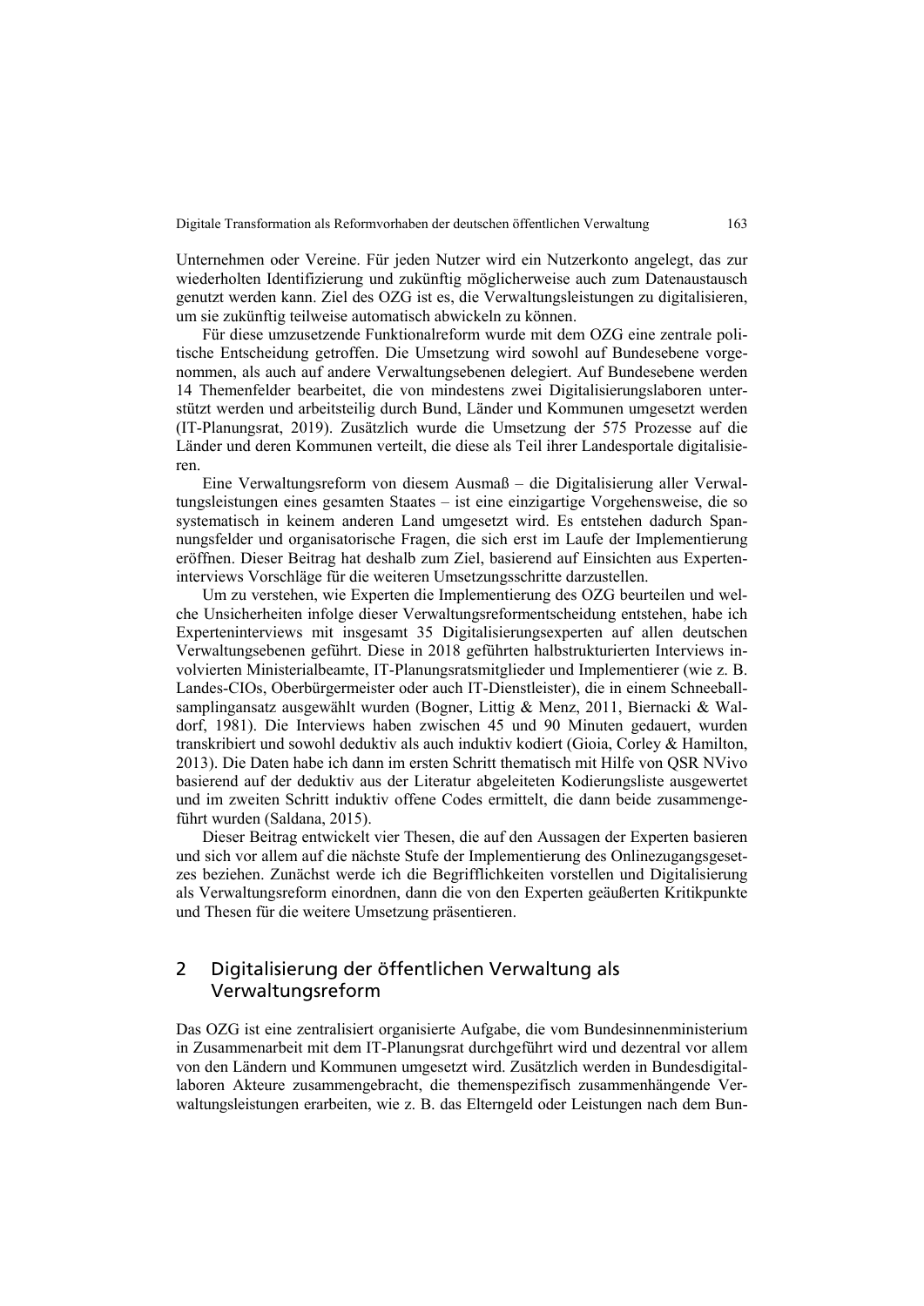Unternehmen oder Vereine. Für jeden Nutzer wird ein Nutzerkonto angelegt, das zur wiederholten Identifizierung und zukünftig möglicherweise auch zum Datenaustausch genutzt werden kann. Ziel des OZG ist es, die Verwaltungsleistungen zu digitalisieren, um sie zukünftig teilweise automatisch abwickeln zu können.

Für diese umzusetzende Funktionalreform wurde mit dem OZG eine zentrale politische Entscheidung getroffen. Die Umsetzung wird sowohl auf Bundesebene vorgenommen, als auch auf andere Verwaltungsebenen delegiert. Auf Bundesebene werden 14 Themenfelder bearbeitet, die von mindestens zwei Digitalisierungslaboren unterstützt werden und arbeitsteilig durch Bund, Länder und Kommunen umgesetzt werden (IT-Planungsrat, 2019). Zusätzlich wurde die Umsetzung der 575 Prozesse auf die Länder und deren Kommunen verteilt, die diese als Teil ihrer Landesportale digitalisieren.

Eine Verwaltungsreform von diesem Ausmaß – die Digitalisierung aller Verwaltungsleistungen eines gesamten Staates – ist eine einzigartige Vorgehensweise, die so systematisch in keinem anderen Land umgesetzt wird. Es entstehen dadurch Spannungsfelder und organisatorische Fragen, die sich erst im Laufe der Implementierung eröffnen. Dieser Beitrag hat deshalb zum Ziel, basierend auf Einsichten aus Experteninterviews Vorschläge für die weiteren Umsetzungsschritte darzustellen.

Um zu verstehen, wie Experten die Implementierung des OZG beurteilen und welche Unsicherheiten infolge dieser Verwaltungsreformentscheidung entstehen, habe ich Experteninterviews mit insgesamt 35 Digitalisierungsexperten auf allen deutschen Verwaltungsebenen geführt. Diese in 2018 geführten halbstrukturierten Interviews involvierten Ministerialbeamte, IT-Planungsratsmitglieder und Implementierer (wie z. B. Landes-CIOs, Oberbürgermeister oder auch IT-Dienstleister), die in einem Schneeballsamplingansatz ausgewählt wurden (Bogner, Littig & Menz, 2011, Biernacki & Waldorf, 1981). Die Interviews haben zwischen 45 und 90 Minuten gedauert, wurden transkribiert und sowohl deduktiv als auch induktiv kodiert (Gioia, Corley & Hamilton, 2013). Die Daten habe ich dann im ersten Schritt thematisch mit Hilfe von QSR NVivo basierend auf der deduktiv aus der Literatur abgeleiteten Kodierungsliste ausgewertet und im zweiten Schritt induktiv offene Codes ermittelt, die dann beide zusammengeführt wurden (Saldana, 2015).

Dieser Beitrag entwickelt vier Thesen, die auf den Aussagen der Experten basieren und sich vor allem auf die nächste Stufe der Implementierung des Onlinezugangsgesetzes beziehen. Zunächst werde ich die Begrifflichkeiten vorstellen und Digitalisierung als Verwaltungsreform einordnen, dann die von den Experten geäußerten Kritikpunkte und Thesen für die weitere Umsetzung präsentieren.

## 2 Digitalisierung der öffentlichen Verwaltung als Verwaltungsreform

Das OZG ist eine zentralisiert organisierte Aufgabe, die vom Bundesinnenministerium in Zusammenarbeit mit dem IT-Planungsrat durchgeführt wird und dezentral vor allem von den Ländern und Kommunen umgesetzt wird. Zusätzlich werden in Bundesdigitallaboren Akteure zusammengebracht, die themenspezifisch zusammenhängende Verwaltungsleistungen erarbeiten, wie z. B. das Elterngeld oder Leistungen nach dem Bun-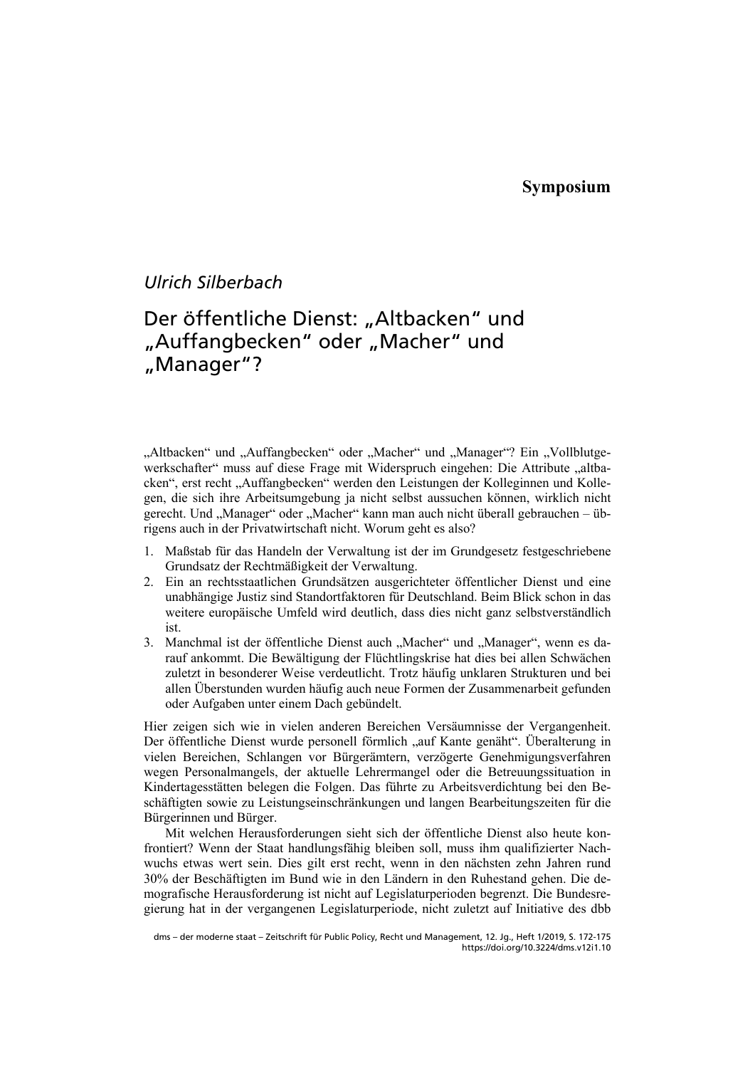**Symposium**

*Ulrich Silberbach*

# Der öffentliche Dienst: „Altbacken" und „Auffangbecken" oder „Macher" und „Manager"?

„Altbacken" und „Auffangbecken" oder „Macher" und „Manager"? Ein „Vollblutgewerkschafter" muss auf diese Frage mit Widerspruch eingehen: Die Attribute „altbacken", erst recht „Auffangbecken" werden den Leistungen der Kolleginnen und Kollegen, die sich ihre Arbeitsumgebung ja nicht selbst aussuchen können, wirklich nicht gerecht. Und „Manager" oder „Macher" kann man auch nicht überall gebrauchen – übrigens auch in der Privatwirtschaft nicht. Worum geht es also?

1. Maßstab für das Handeln der Verwaltung ist der im Grundgesetz festgeschriebene Grundsatz der Rechtmäßigkeit der Verwaltung.
2. Ein an rechtsstaatlichen Grundsätzen ausgerichteter öffentlicher Dienst und eine unabhängige Justiz sind Standortfaktoren für Deutschland. Beim Blick schon in das weitere europäische Umfeld wird deutlich, dass dies nicht ganz selbstverständlich ist.
3. Manchmal ist der öffentliche Dienst auch „Macher" und „Manager", wenn es darauf ankommt. Die Bewältigung der Flüchtlingskrise hat dies bei allen Schwächen zuletzt in besonderer Weise verdeutlicht. Trotz häufig unklaren Strukturen und bei allen Überstunden wurden häufig auch neue Formen der Zusammenarbeit gefunden oder Aufgaben unter einem Dach gebündelt.

Hier zeigen sich wie in vielen anderen Bereichen Versäumnisse der Vergangenheit. Der öffentliche Dienst wurde personell förmlich „auf Kante genäht". Überalterung in vielen Bereichen, Schlangen vor Bürgerämtern, verzögerte Genehmigungsverfahren wegen Personalmangels, der aktuelle Lehrermangel oder die Betreuungssituation in Kindertagesstätten belegen die Folgen. Das führte zu Arbeitsverdichtung bei den Beschäftigten sowie zu Leistungseinschränkungen und langen Bearbeitungszeiten für die Bürgerinnen und Bürger.

Mit welchen Herausforderungen sieht sich der öffentliche Dienst also heute konfrontiert? Wenn der Staat handlungsfähig bleiben soll, muss ihm qualifizierter Nachwuchs etwas wert sein. Dies gilt erst recht, wenn in den nächsten zehn Jahren rund 30% der Beschäftigten im Bund wie in den Ländern in den Ruhestand gehen. Die demografische Herausforderung ist nicht auf Legislaturperioden begrenzt. Die Bundesregierung hat in der vergangenen Legislaturperiode, nicht zuletzt auf Initiative des dbb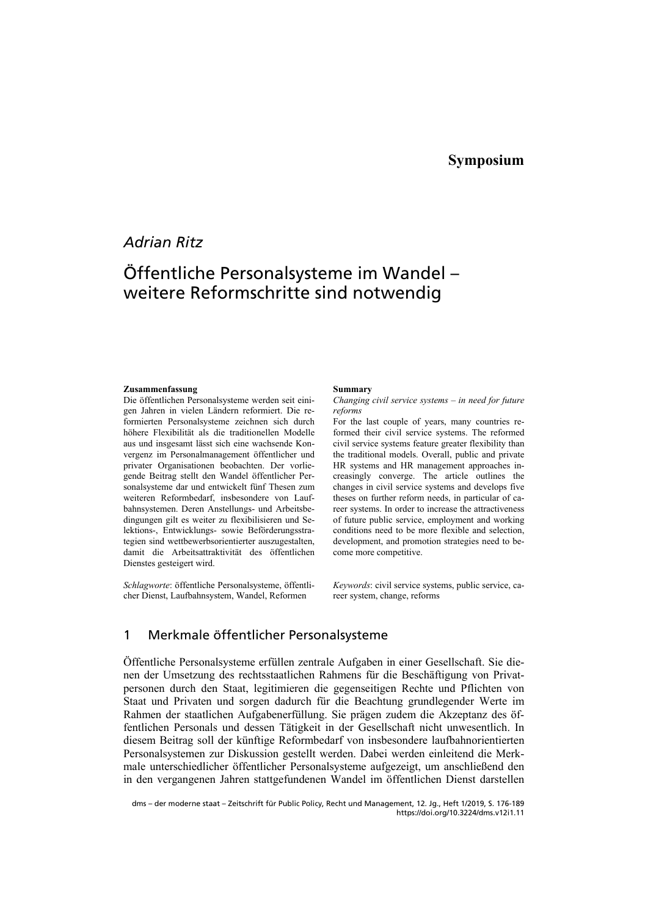# Symposium

*Adrian Ritz*

## Öffentliche Personalsysteme im Wandel – weitere Reformschritte sind notwendig

**Zusammenfassung**

Die öffentlichen Personalsysteme werden seit einigen Jahren in vielen Ländern reformiert. Die reformierten Personalsysteme zeichnen sich durch höhere Flexibilität als die traditionellen Modelle aus und insgesamt lässt sich eine wachsende Konvergenz im Personalmanagement öffentlicher und privater Organisationen beobachten. Der vorliegende Beitrag stellt den Wandel öffentlicher Personalsysteme dar und entwickelt fünf Thesen zum weiteren Reformbedarf, insbesondere von Laufbahnsystemen. Deren Anstellungs- und Arbeitsbedingungen gilt es weiter zu flexibilisieren und Selektions-, Entwicklungs- sowie Beförderungsstrategien sind wettbewerbsorientierter auszugestalten, damit die Arbeitsattraktivität des öffentlichen Dienstes gesteigert wird.

*Schlagworte*: öffentliche Personalsysteme, öffentlicher Dienst, Laufbahnsystem, Wandel, Reformen

**Summary**

*Changing civil service systems – in need for future reforms*

For the last couple of years, many countries reformed their civil service systems. The reformed civil service systems feature greater flexibility than the traditional models. Overall, public and private HR systems and HR management approaches increasingly converge. The article outlines the changes in civil service systems and develops five theses on further reform needs, in particular of career systems. In order to increase the attractiveness of future public service, employment and working conditions need to be more flexible and selection, development, and promotion strategies need to become more competitive.

*Keywords*: civil service systems, public service, career system, change, reforms

### 1 Merkmale öffentlicher Personalsysteme

Öffentliche Personalsysteme erfüllen zentrale Aufgaben in einer Gesellschaft. Sie dienen der Umsetzung des rechtsstaatlichen Rahmens für die Beschäftigung von Privatpersonen durch den Staat, legitimieren die gegenseitigen Rechte und Pflichten von Staat und Privaten und sorgen dadurch für die Beachtung grundlegender Werte im Rahmen der staatlichen Aufgabenerfüllung. Sie prägen zudem die Akzeptanz des öffentlichen Personals und dessen Tätigkeit in der Gesellschaft nicht unwesentlich. In diesem Beitrag soll der künftige Reformbedarf von insbesondere laufbahnorientierten Personalsystemen zur Diskussion gestellt werden. Dabei werden einleitend die Merkmale unterschiedlicher öffentlicher Personalsysteme aufgezeigt, um anschließend den in den vergangenen Jahren stattgefundenen Wandel im öffentlichen Dienst darstellen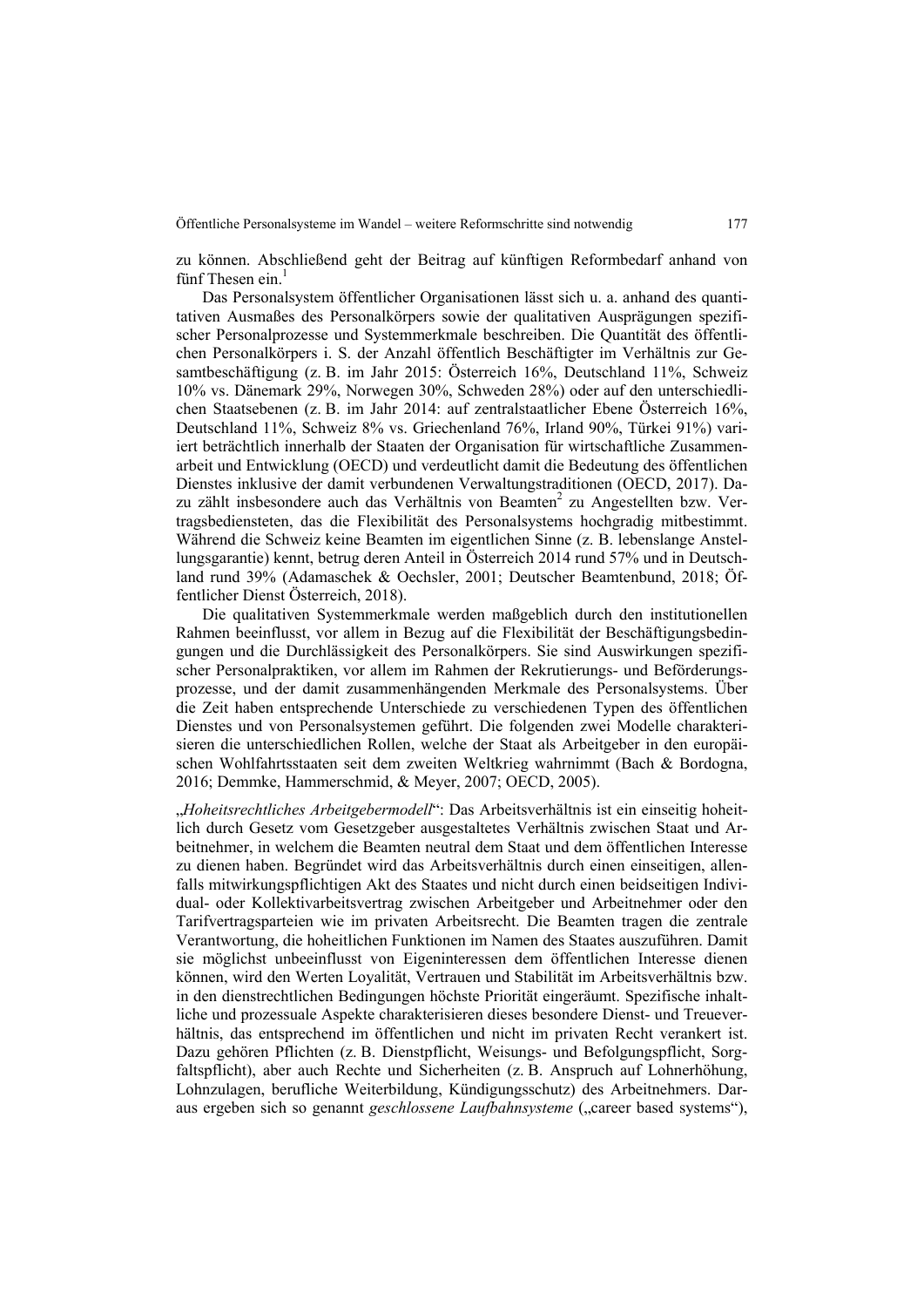zu können. Abschließend geht der Beitrag auf künftigen Reformbedarf anhand von fünf Thesen ein.[1]

Das Personalsystem öffentlicher Organisationen lässt sich u. a. anhand des quantitativen Ausmaßes des Personalkörpers sowie der qualitativen Ausprägungen spezifischer Personalprozesse und Systemmerkmale beschreiben. Die Quantität des öffentlichen Personalkörpers i. S. der Anzahl öffentlich Beschäftigter im Verhältnis zur Gesamtbeschäftigung (z. B. im Jahr 2015: Österreich 16%, Deutschland 11%, Schweiz 10% vs. Dänemark 29%, Norwegen 30%, Schweden 28%) oder auf den unterschiedlichen Staatsebenen (z. B. im Jahr 2014: auf zentralstaatlicher Ebene Österreich 16%, Deutschland 11%, Schweiz 8% vs. Griechenland 76%, Irland 90%, Türkei 91%) variiert beträchtlich innerhalb der Staaten der Organisation für wirtschaftliche Zusammenarbeit und Entwicklung (OECD) und verdeutlicht damit die Bedeutung des öffentlichen Dienstes inklusive der damit verbundenen Verwaltungstraditionen (OECD, 2017). Dazu zählt insbesondere auch das Verhältnis von Beamten[2] zu Angestellten bzw. Vertragsbediensteten, das die Flexibilität des Personalsystems hochgradig mitbestimmt. Während die Schweiz keine Beamten im eigentlichen Sinne (z. B. lebenslange Anstellungsgarantie) kennt, betrug deren Anteil in Österreich 2014 rund 57% und in Deutschland rund 39% (Adamaschek & Oechsler, 2001; Deutscher Beamtenbund, 2018; Öffentlicher Dienst Österreich, 2018).

Die qualitativen Systemmerkmale werden maßgeblich durch den institutionellen Rahmen beeinflusst, vor allem in Bezug auf die Flexibilität der Beschäftigungsbedingungen und die Durchlässigkeit des Personalkörpers. Sie sind Auswirkungen spezifischer Personalpraktiken, vor allem im Rahmen der Rekrutierungs- und Beförderungsprozesse, und der damit zusammenhängenden Merkmale des Personalsystems. Über die Zeit haben entsprechende Unterschiede zu verschiedenen Typen des öffentlichen Dienstes und von Personalsystemen geführt. Die folgenden zwei Modelle charakterisieren die unterschiedlichen Rollen, welche der Staat als Arbeitgeber in den europäischen Wohlfahrtsstaaten seit dem zweiten Weltkrieg wahrnimmt (Bach & Bordogna, 2016; Demmke, Hammerschmid, & Meyer, 2007; OECD, 2005).

„*Hoheitsrechtliches Arbeitgebermodell*": Das Arbeitsverhältnis ist ein einseitig hoheitlich durch Gesetz vom Gesetzgeber ausgestaltetes Verhältnis zwischen Staat und Arbeitnehmer, in welchem die Beamten neutral dem Staat und dem öffentlichen Interesse zu dienen haben. Begründet wird das Arbeitsverhältnis durch einen einseitigen, allenfalls mitwirkungspflichtigen Akt des Staates und nicht durch einen beidseitigen Individual- oder Kollektivarbeitsvertrag zwischen Arbeitgeber und Arbeitnehmer oder den Tarifvertragsparteien wie im privaten Arbeitsrecht. Die Beamten tragen die zentrale Verantwortung, die hoheitlichen Funktionen im Namen des Staates auszuführen. Damit sie möglichst unbeeinflusst von Eigeninteressen dem öffentlichen Interesse dienen können, wird den Werten Loyalität, Vertrauen und Stabilität im Arbeitsverhältnis bzw. in den dienstrechtlichen Bedingungen höchste Priorität eingeräumt. Spezifische inhaltliche und prozessuale Aspekte charakterisieren dieses besondere Dienst- und Treueverhältnis, das entsprechend im öffentlichen und nicht im privaten Recht verankert ist. Dazu gehören Pflichten (z. B. Dienstpflicht, Weisungs- und Befolgungspflicht, Sorgfaltspflicht), aber auch Rechte und Sicherheiten (z. B. Anspruch auf Lohnerhöhung, Lohnzulagen, berufliche Weiterbildung, Kündigungsschutz) des Arbeitnehmers. Daraus ergeben sich so genannt *geschlossene Laufbahnsysteme* („career based systems"),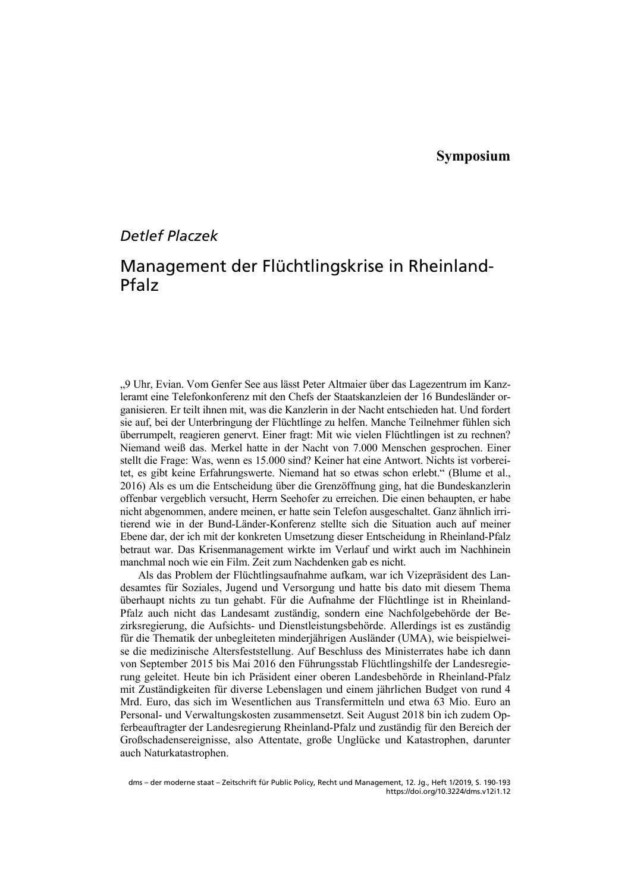**Symposium**

*Detlef Placzek*

# Management der Flüchtlingskrise in Rheinland-Pfalz

„9 Uhr, Evian. Vom Genfer See aus lässt Peter Altmaier über das Lagezentrum im Kanzleramt eine Telefonkonferenz mit den Chefs der Staatskanzleien der 16 Bundesländer organisieren. Er teilt ihnen mit, was die Kanzlerin in der Nacht entschieden hat. Und fordert sie auf, bei der Unterbringung der Flüchtlinge zu helfen. Manche Teilnehmer fühlen sich überrumpelt, reagieren genervt. Einer fragt: Mit wie vielen Flüchtlingen ist zu rechnen? Niemand weiß das. Merkel hatte in der Nacht von 7.000 Menschen gesprochen. Einer stellt die Frage: Was, wenn es 15.000 sind? Keiner hat eine Antwort. Nichts ist vorbereitet, es gibt keine Erfahrungswerte. Niemand hat so etwas schon erlebt.“ (Blume et al., 2016) Als es um die Entscheidung über die Grenzöffnung ging, hat die Bundeskanzlerin offenbar vergeblich versucht, Herrn Seehofer zu erreichen. Die einen behaupten, er habe nicht abgenommen, andere meinen, er hatte sein Telefon ausgeschaltet. Ganz ähnlich irritierend wie in der Bund-Länder-Konferenz stellte sich die Situation auch auf meiner Ebene dar, der ich mit der konkreten Umsetzung dieser Entscheidung in Rheinland-Pfalz betraut war. Das Krisenmanagement wirkte im Verlauf und wirkt auch im Nachhinein manchmal noch wie ein Film. Zeit zum Nachdenken gab es nicht.

Als das Problem der Flüchtlingsaufnahme aufkam, war ich Vizepräsident des Landesamtes für Soziales, Jugend und Versorgung und hatte bis dato mit diesem Thema überhaupt nichts zu tun gehabt. Für die Aufnahme der Flüchtlinge ist in Rheinland-Pfalz auch nicht das Landesamt zuständig, sondern eine Nachfolgebehörde der Bezirksregierung, die Aufsichts- und Dienstleistungsbehörde. Allerdings ist es zuständig für die Thematik der unbegleiteten minderjährigen Ausländer (UMA), wie beispielsweise die medizinische Altersfeststellung. Auf Beschluss des Ministerrates habe ich dann von September 2015 bis Mai 2016 den Führungsstab Flüchtlingshilfe der Landesregierung geleitet. Heute bin ich Präsident einer oberen Landesbehörde in Rheinland-Pfalz mit Zuständigkeiten für diverse Lebenslagen und einem jährlichen Budget von rund 4 Mrd. Euro, das sich im Wesentlichen aus Transfermitteln und etwa 63 Mio. Euro an Personal- und Verwaltungskosten zusammensetzt. Seit August 2018 bin ich zudem Opferbeauftragter der Landesregierung Rheinland-Pfalz und zuständig für den Bereich der Großschadensereignisse, also Attentate, große Unglücke und Katastrophen, darunter auch Naturkatastrophen.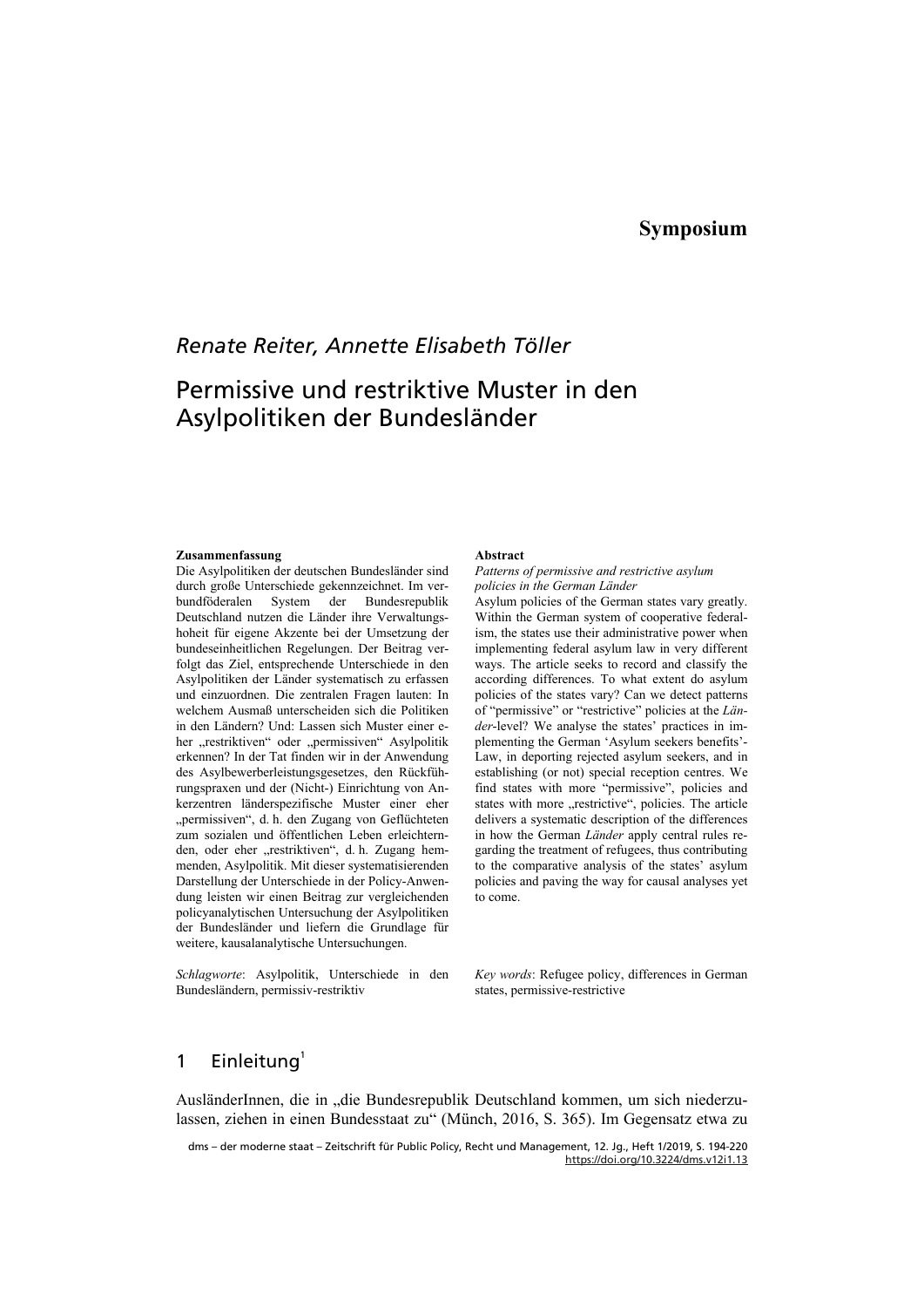## Symposium

*Renate Reiter, Annette Elisabeth Töller*

# Permissive und restriktive Muster in den Asylpolitiken der Bundesländer

**Zusammenfassung**

Die Asylpolitiken der deutschen Bundesländer sind durch große Unterschiede gekennzeichnet. Im verbundföderalen System der Bundesrepublik Deutschland nutzen die Länder ihre Verwaltungshoheit für eigene Akzente bei der Umsetzung der bundeseinheitlichen Regelungen. Der Beitrag verfolgt das Ziel, entsprechende Unterschiede in den Asylpolitiken der Länder systematisch zu erfassen und einzuordnen. Die zentralen Fragen lauten: In welchem Ausmaß unterscheiden sich die Politiken in den Ländern? Und: Lassen sich Muster einer eher „restriktiven" oder „permissiven" Asylpolitik erkennen? In der Tat finden wir in der Anwendung des Asylbewerberleistungsgesetzes, den Rückführungspraxen und der (Nicht-) Einrichtung von Ankerzentren länderspezifische Muster einer eher „permissiven", d. h. den Zugang von Geflüchteten zum sozialen und öffentlichen Leben erleichternden, oder eher „restriktiven", d. h. Zugang hemmenden, Asylpolitik. Mit dieser systematisierenden Darstellung der Unterschiede in der Policy-Anwendung leisten wir einen Beitrag zur vergleichenden policyanalytischen Untersuchung der Asylpolitiken der Bundesländer und liefern die Grundlage für weitere, kausalanalytische Untersuchungen.

*Schlagworte*: Asylpolitik, Unterschiede in den Bundesländern, permissiv-restriktiv

**Abstract**

*Patterns of permissive and restrictive asylum policies in the German Länder*

Asylum policies of the German states vary greatly. Within the German system of cooperative federalism, the states use their administrative power when implementing federal asylum law in very different ways. The article seeks to record and classify the according differences. To what extent do asylum policies of the states vary? Can we detect patterns of "permissive" or "restrictive" policies at the *Länder*-level? We analyse the states' practices in implementing the German 'Asylum seekers benefits'-Law, in deporting rejected asylum seekers, and in establishing (or not) special reception centres. We find states with more "permissive", policies and states with more „restrictive", policies. The article delivers a systematic description of the differences in how the German *Länder* apply central rules regarding the treatment of refugees, thus contributing to the comparative analysis of the states' asylum policies and paving the way for causal analyses yet to come.

*Key words*: Refugee policy, differences in German states, permissive-restrictive

## 1 Einleitung[1]

AusländerInnen, die in „die Bundesrepublik Deutschland kommen, um sich niederzulassen, ziehen in einen Bundesstaat zu" (Münch, 2016, S. 365). Im Gegensatz etwa zu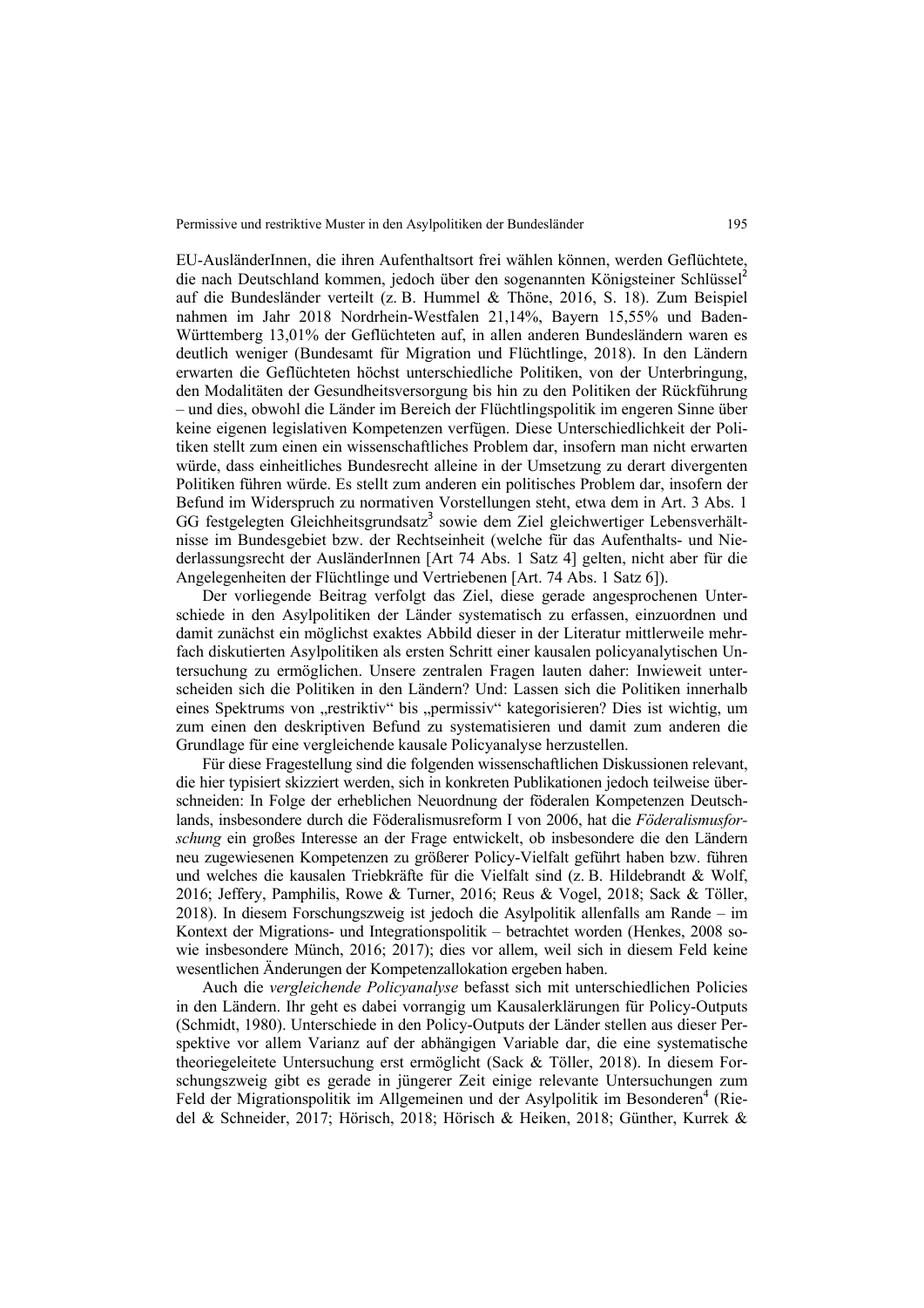EU-AusländerInnen, die ihren Aufenthaltsort frei wählen können, werden Geflüchtete, die nach Deutschland kommen, jedoch über den sogenannten Königsteiner Schlüssel[2] auf die Bundesländer verteilt (z. B. Hummel & Thöne, 2016, S. 18). Zum Beispiel nahmen im Jahr 2018 Nordrhein-Westfalen 21,14%, Bayern 15,55% und Baden-Württemberg 13,01% der Geflüchteten auf, in allen anderen Bundesländern waren es deutlich weniger (Bundesamt für Migration und Flüchtlinge, 2018). In den Ländern erwarten die Geflüchteten höchst unterschiedliche Politiken, von der Unterbringung, den Modalitäten der Gesundheitsversorgung bis hin zu den Politiken der Rückführung – und dies, obwohl die Länder im Bereich der Flüchtlingspolitik im engeren Sinne über keine eigenen legislativen Kompetenzen verfügen. Diese Unterschiedlichkeit der Politiken stellt zum einen ein wissenschaftliches Problem dar, insofern man nicht erwarten würde, dass einheitliches Bundesrecht alleine in der Umsetzung zu derart divergenten Politiken führen würde. Es stellt zum anderen ein politisches Problem dar, insofern der Befund im Widerspruch zu normativen Vorstellungen steht, etwa dem in Art. 3 Abs. 1 GG festgelegten Gleichheitsgrundsatz[3] sowie dem Ziel gleichwertiger Lebensverhältnisse im Bundesgebiet bzw. der Rechtseinheit (welche für das Aufenthalts- und Niederlassungsrecht der AusländerInnen [Art 74 Abs. 1 Satz 4] gelten, nicht aber für die Angelegenheiten der Flüchtlinge und Vertriebenen [Art. 74 Abs. 1 Satz 6]).

Der vorliegende Beitrag verfolgt das Ziel, diese gerade angesprochenen Unterschiede in den Asylpolitiken der Länder systematisch zu erfassen, einzuordnen und damit zunächst ein möglichst exaktes Abbild dieser in der Literatur mittlerweile mehrfach diskutierten Asylpolitiken als ersten Schritt einer kausalen policyanalytischen Untersuchung zu ermöglichen. Unsere zentralen Fragen lauten daher: Inwieweit unterscheiden sich die Politiken in den Ländern? Und: Lassen sich die Politiken innerhalb eines Spektrums von „restriktiv" bis „permissiv" kategorisieren? Dies ist wichtig, um zum einen den deskriptiven Befund zu systematisieren und damit zum anderen die Grundlage für eine vergleichende kausale Policyanalyse herzustellen.

Für diese Fragestellung sind die folgenden wissenschaftlichen Diskussionen relevant, die hier typisiert skizziert werden, sich in konkreten Publikationen jedoch teilweise überschneiden: In Folge der erheblichen Neuordnung der föderalen Kompetenzen Deutschlands, insbesondere durch die Föderalismusreform I von 2006, hat die *Föderalismusforschung* ein großes Interesse an der Frage entwickelt, ob insbesondere die den Ländern neu zugewiesenen Kompetenzen zu größerer Policy-Vielfalt geführt haben bzw. führen und welches die kausalen Triebkräfte für die Vielfalt sind (z. B. Hildebrandt & Wolf, 2016; Jeffery, Pamphilis, Rowe & Turner, 2016; Reus & Vogel, 2018; Sack & Töller, 2018). In diesem Forschungszweig ist jedoch die Asylpolitik allenfalls am Rande – im Kontext der Migrations- und Integrationspolitik – betrachtet worden (Henkes, 2008 sowie insbesondere Münch, 2016; 2017); dies vor allem, weil sich in diesem Feld keine wesentlichen Änderungen der Kompetenzallokation ergeben haben.

Auch die *vergleichende Policyanalyse* befasst sich mit unterschiedlichen Policies in den Ländern. Ihr geht es dabei vorrangig um Kausalerklärungen für Policy-Outputs (Schmidt, 1980). Unterschiede in den Policy-Outputs der Länder stellen aus dieser Perspektive vor allem Varianz auf der abhängigen Variable dar, die eine systematische theoriegeleitete Untersuchung erst ermöglicht (Sack & Töller, 2018). In diesem Forschungszweig gibt es gerade in jüngerer Zeit einige relevante Untersuchungen zum Feld der Migrationspolitik im Allgemeinen und der Asylpolitik im Besonderen[4] (Riedel & Schneider, 2017; Hörisch, 2018; Hörisch & Heiken, 2018; Günther, Kurrek &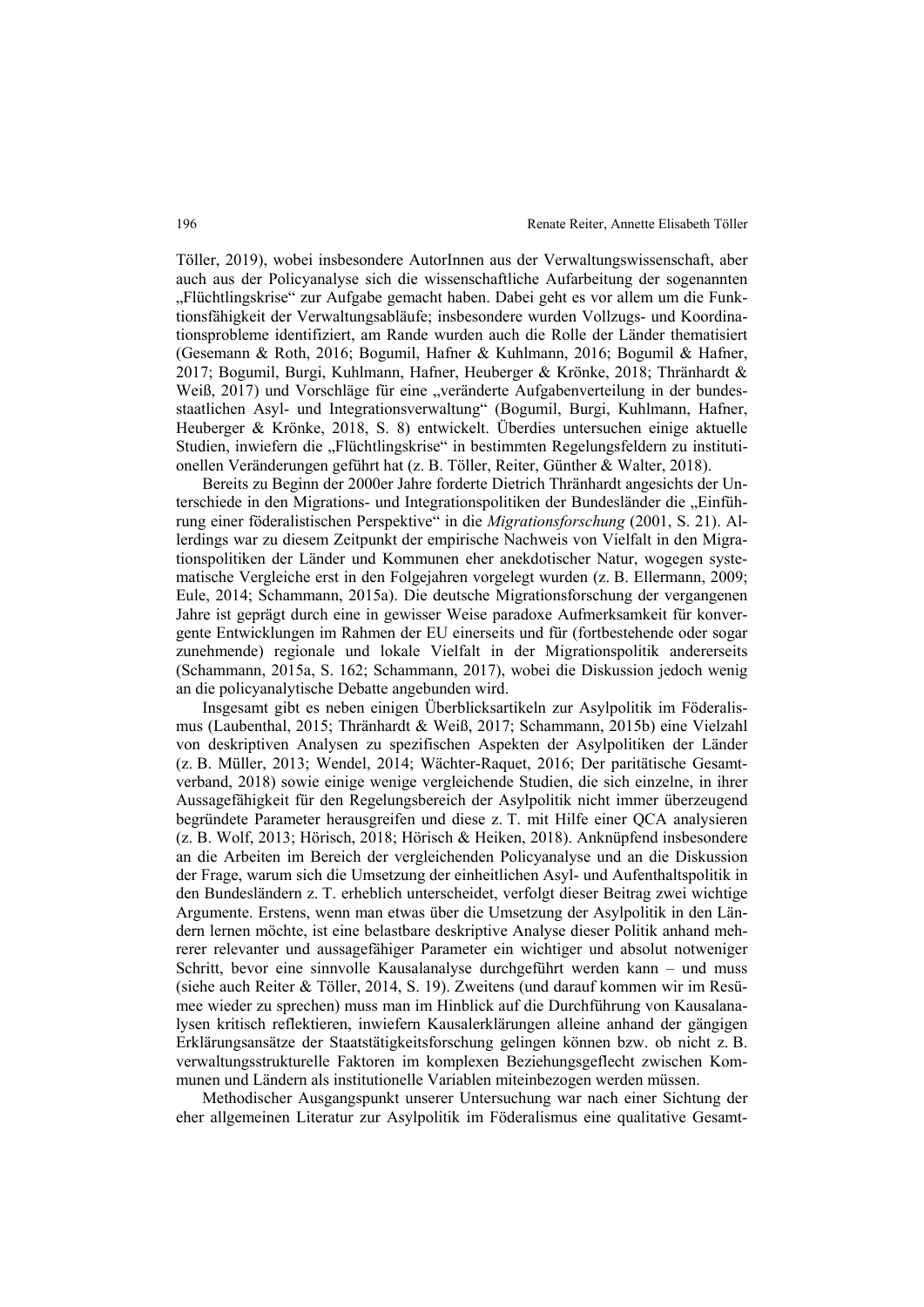Töller, 2019), wobei insbesondere AutorInnen aus der Verwaltungswissenschaft, aber auch aus der Policyanalyse sich die wissenschaftliche Aufarbeitung der sogenannten „Flüchtlingskrise" zur Aufgabe gemacht haben. Dabei geht es vor allem um die Funktionsfähigkeit der Verwaltungsabläufe; insbesondere wurden Vollzugs- und Koordinationsprobleme identifiziert, am Rande wurden auch die Rolle der Länder thematisiert (Gesemann & Roth, 2016; Bogumil, Hafner & Kuhlmann, 2016; Bogumil & Hafner, 2017; Bogumil, Burgi, Kuhlmann, Hafner, Heuberger & Krönke, 2018; Thränhardt & Weiß, 2017) und Vorschläge für eine „veränderte Aufgabenverteilung in der bundesstaatlichen Asyl- und Integrationsverwaltung" (Bogumil, Burgi, Kuhlmann, Hafner, Heuberger & Krönke, 2018, S. 8) entwickelt. Überdies untersuchen einige aktuelle Studien, inwiefern die „Flüchtlingskrise" in bestimmten Regelungsfeldern zu institutionellen Veränderungen geführt hat (z. B. Töller, Reiter, Günther & Walter, 2018).

Bereits zu Beginn der 2000er Jahre forderte Dietrich Thränhardt angesichts der Unterschiede in den Migrations- und Integrationspolitiken der Bundesländer die „Einführung einer föderalistischen Perspektive" in die *Migrationsforschung* (2001, S. 21). Allerdings war zu diesem Zeitpunkt der empirische Nachweis von Vielfalt in den Migrationspolitiken der Länder und Kommunen eher anekdotischer Natur, wogegen systematische Vergleiche erst in den Folgejahren vorgelegt wurden (z. B. Ellermann, 2009; Eule, 2014; Schammann, 2015a). Die deutsche Migrationsforschung der vergangenen Jahre ist geprägt durch eine in gewisser Weise paradoxe Aufmerksamkeit für konvergente Entwicklungen im Rahmen der EU einerseits und für (fortbestehende oder sogar zunehmende) regionale und lokale Vielfalt in der Migrationspolitik andererseits (Schammann, 2015a, S. 162; Schammann, 2017), wobei die Diskussion jedoch wenig an die policyanalytische Debatte angebunden wird.

Insgesamt gibt es neben einigen Überblicksartikeln zur Asylpolitik im Föderalismus (Laubenthal, 2015; Thränhardt & Weiß, 2017; Schammann, 2015b) eine Vielzahl von deskriptiven Analysen zu spezifischen Aspekten der Asylpolitiken der Länder (z. B. Müller, 2013; Wendel, 2014; Wächter-Raquet, 2016; Der paritätische Gesamtverband, 2018) sowie einige wenige vergleichende Studien, die sich einzelne, in ihrer Aussagefähigkeit für den Regelungsbereich der Asylpolitik nicht immer überzeugend begründete Parameter herausgreifen und diese z. T. mit Hilfe einer QCA analysieren (z. B. Wolf, 2013; Hörisch, 2018; Hörisch & Heiken, 2018). Anknüpfend insbesondere an die Arbeiten im Bereich der vergleichenden Policyanalyse und an die Diskussion der Frage, warum sich die Umsetzung der einheitlichen Asyl- und Aufenthaltspolitik in den Bundesländern z. T. erheblich unterscheidet, verfolgt dieser Beitrag zwei wichtige Argumente. Erstens, wenn man etwas über die Umsetzung der Asylpolitik in den Ländern lernen möchte, ist eine belastbare deskriptive Analyse dieser Politik anhand mehrerer relevanter und aussagefähiger Parameter ein wichtiger und absolut notweniger Schritt, bevor eine sinnvolle Kausalanalyse durchgeführt werden kann – und muss (siehe auch Reiter & Töller, 2014, S. 19). Zweitens (und darauf kommen wir im Resümee wieder zu sprechen) muss man im Hinblick auf die Durchführung von Kausalanalysen kritisch reflektieren, inwiefern Kausalerklärungen alleine anhand der gängigen Erklärungsansätze der Staatstätigkeitsforschung gelingen können bzw. ob nicht z. B. verwaltungsstrukturelle Faktoren im komplexen Beziehungsgeflecht zwischen Kommunen und Ländern als institutionelle Variablen miteinbezogen werden müssen.

Methodischer Ausgangspunkt unserer Untersuchung war nach einer Sichtung der eher allgemeinen Literatur zur Asylpolitik im Föderalismus eine qualitative Gesamt-